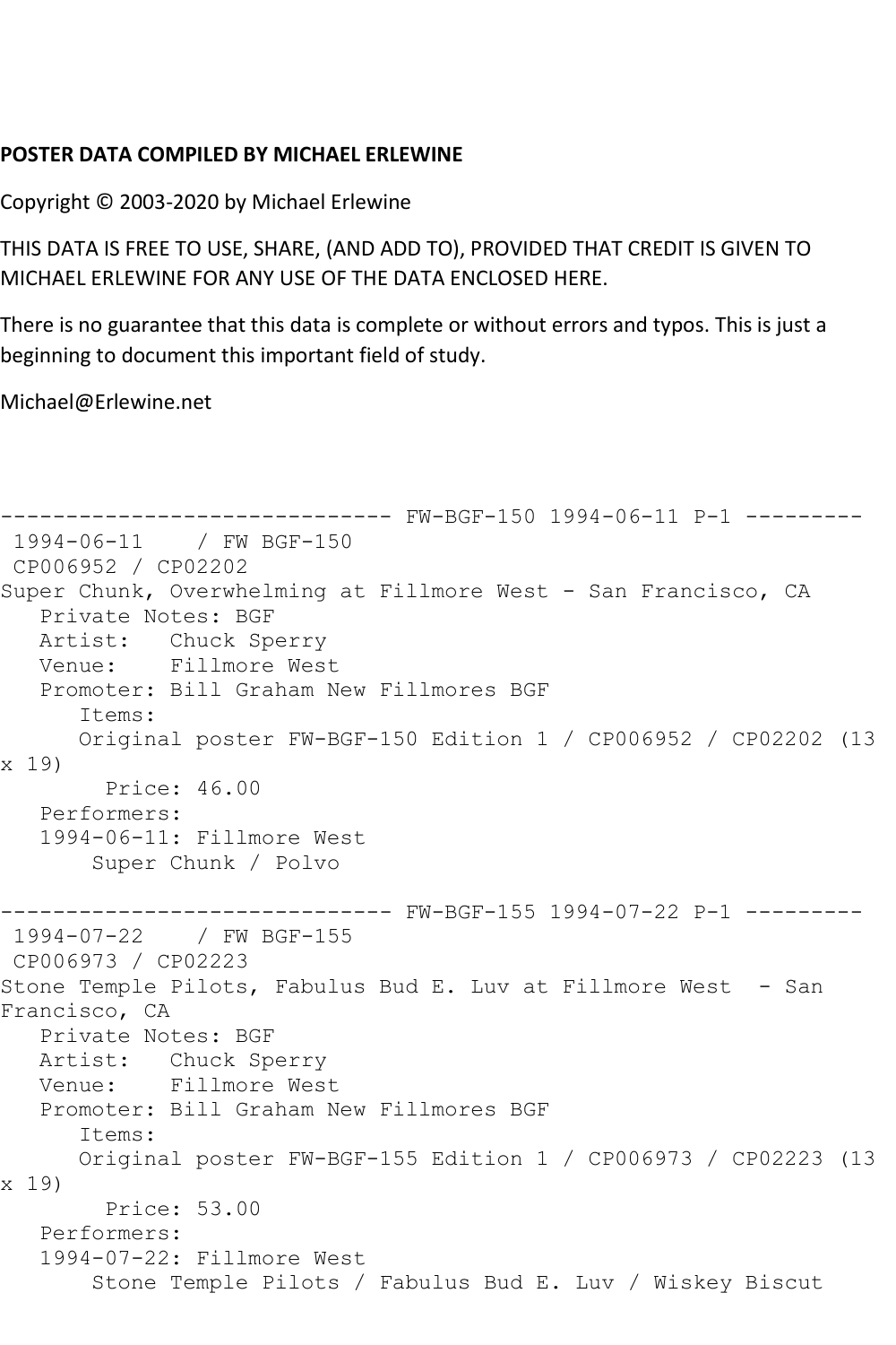**POSTER DATA COMPILED BY MICHAEL ERLEWINE**

Copyright © 2003-2020 by Michael Erlewine

THIS DATA IS FREE TO USE, SHARE, (AND ADD TO), PROVIDED THAT CREDIT IS GIVEN TO MICHAEL ERLEWINE FOR ANY USE OF THE DATA ENCLOSED HERE.

There is no guarantee that this data is complete or without errors and typos. This is just a beginning to document this important field of study.

Michael@Erlewine.net

```
------------------------------ FW-BGF-150 1994-06-11 P-1 ---------
 1994-06-11    / FW BGF-150
 CP006952 / CP02202
Super Chunk, Overwhelming at Fillmore West - San Francisco, CA
   Private Notes: BGF
   Artist:   Chuck Sperry
   Venue:    Fillmore West
   Promoter: Bill Graham New Fillmores BGF
      Items:
      Original poster FW-BGF-150 Edition 1 / CP006952 / CP02202 (13
x 19)
        Price: 46.00
   Performers:
   1994-06-11: Fillmore West
       Super Chunk / Polvo

------------------------------ FW-BGF-155 1994-07-22 P-1 ---------
 1994-07-22    / FW BGF-155
 CP006973 / CP02223
Stone Temple Pilots, Fabulus Bud E. Luv at Fillmore West  - San
Francisco, CA
   Private Notes: BGF
   Artist:   Chuck Sperry
   Venue:    Fillmore West
   Promoter: Bill Graham New Fillmores BGF
      Items:
      Original poster FW-BGF-155 Edition 1 / CP006973 / CP02223 (13
x 19)
        Price: 53.00
   Performers:
   1994-07-22: Fillmore West
       Stone Temple Pilots / Fabulus Bud E. Luv / Wiskey Biscut
```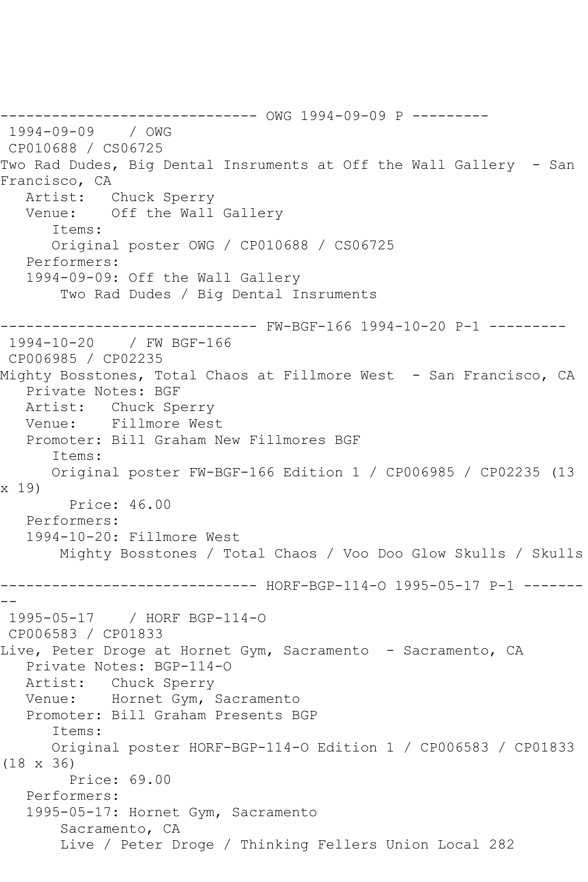------------------------------ OWG 1994-09-09 P ---------
1994-09-09 / OWG
CP010688 / CS06725
Two Rad Dudes, Big Dental Insruments at Off the Wall Gallery - San Francisco, CA
Artist: Chuck Sperry
Venue: Off the Wall Gallery
Items:
Original poster OWG / CP010688 / CS06725
Performers:
1994-09-09: Off the Wall Gallery
Two Rad Dudes / Big Dental Insruments

------------------------------ FW-BGF-166 1994-10-20 P-1 ---------
1994-10-20 / FW BGF-166
CP006985 / CP02235
Mighty Bosstones, Total Chaos at Fillmore West - San Francisco, CA
Private Notes: BGF
Artist: Chuck Sperry
Venue: Fillmore West
Promoter: Bill Graham New Fillmores BGF
Items:
Original poster FW-BGF-166 Edition 1 / CP006985 / CP02235 (13 x 19)
Price: 46.00
Performers:
1994-10-20: Fillmore West
Mighty Bosstones / Total Chaos / Voo Doo Glow Skulls / Skulls

------------------------------ HORF-BGP-114-O 1995-05-17 P-1 ---------
1995-05-17 / HORF BGP-114-O
CP006583 / CP01833
Live, Peter Droge at Hornet Gym, Sacramento - Sacramento, CA
Private Notes: BGP-114-O
Artist: Chuck Sperry
Venue: Hornet Gym, Sacramento
Promoter: Bill Graham Presents BGP
Items:
Original poster HORF-BGP-114-O Edition 1 / CP006583 / CP01833 (18 x 36)
Price: 69.00
Performers:
1995-05-17: Hornet Gym, Sacramento
Sacramento, CA
Live / Peter Droge / Thinking Fellers Union Local 282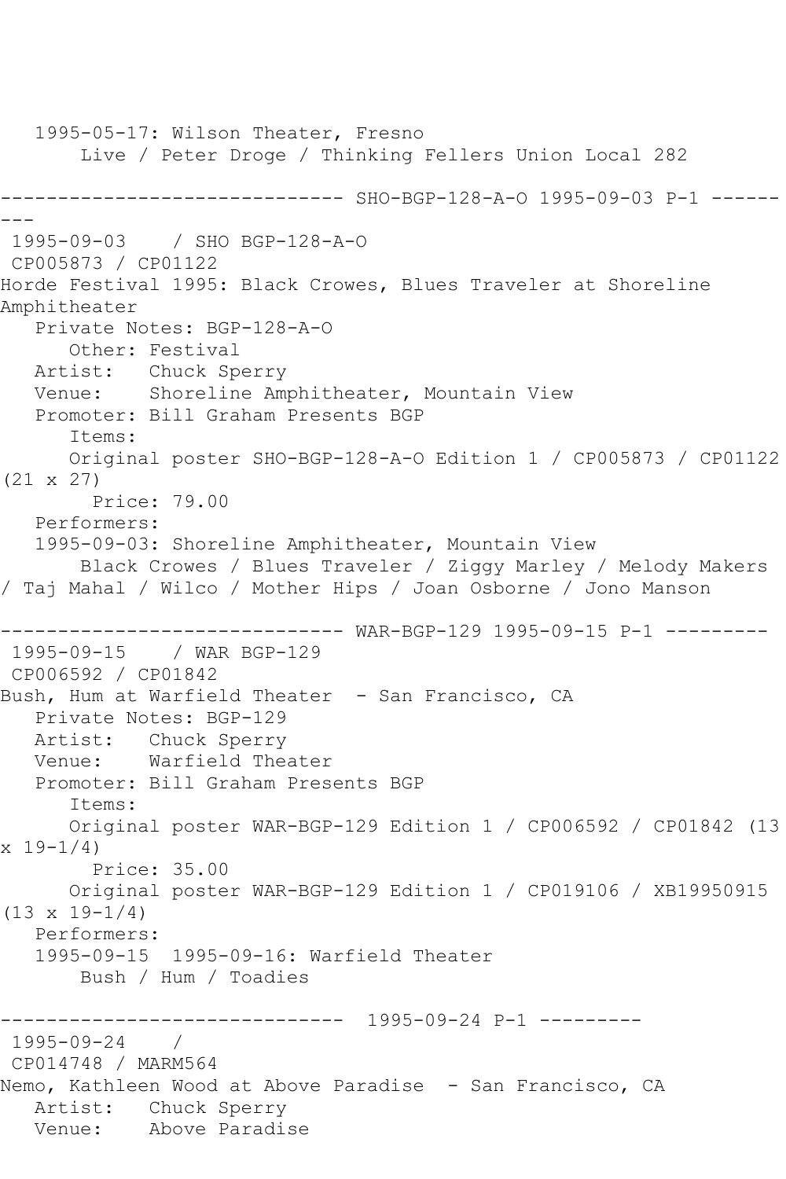1995-05-17: Wilson Theater, Fresno
Live / Peter Droge / Thinking Fellers Union Local 282

------------------------------ SHO-BGP-128-A-O 1995-09-03 P-1 ---------

1995-09-03 / SHO BGP-128-A-O
CP005873 / CP01122
Horde Festival 1995: Black Crowes, Blues Traveler at Shoreline Amphitheater
Private Notes: BGP-128-A-O
Other: Festival
Artist: Chuck Sperry
Venue: Shoreline Amphitheater, Mountain View
Promoter: Bill Graham Presents BGP
Items:
Original poster SHO-BGP-128-A-O Edition 1 / CP005873 / CP01122 (21 x 27)
Price: 79.00
Performers:
1995-09-03: Shoreline Amphitheater, Mountain View
Black Crowes / Blues Traveler / Ziggy Marley / Melody Makers / Taj Mahal / Wilco / Mother Hips / Joan Osborne / Jono Manson

------------------------------ WAR-BGP-129 1995-09-15 P-1 ---------

1995-09-15 / WAR BGP-129
CP006592 / CP01842
Bush, Hum at Warfield Theater - San Francisco, CA
Private Notes: BGP-129
Artist: Chuck Sperry
Venue: Warfield Theater
Promoter: Bill Graham Presents BGP
Items:
Original poster WAR-BGP-129 Edition 1 / CP006592 / CP01842 (13 x 19-1/4)
Price: 35.00
Original poster WAR-BGP-129 Edition 1 / CP019106 / XB19950915 (13 x 19-1/4)
Performers:
1995-09-15 1995-09-16: Warfield Theater
Bush / Hum / Toadies

------------------------------ 1995-09-24 P-1 ---------

1995-09-24 /
CP014748 / MARM564
Nemo, Kathleen Wood at Above Paradise - San Francisco, CA
Artist: Chuck Sperry
Venue: Above Paradise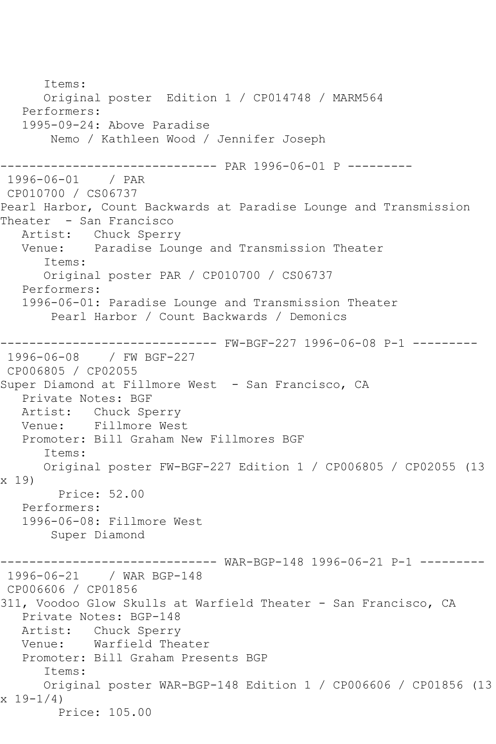```
      Items:
      Original poster  Edition 1 / CP014748 / MARM564
   Performers:
   1995-09-24: Above Paradise
       Nemo / Kathleen Wood / Jennifer Joseph

------------------------------ PAR 1996-06-01 P ---------
 1996-06-01    / PAR
 CP010700 / CS06737
Pearl Harbor, Count Backwards at Paradise Lounge and Transmission
Theater  - San Francisco
   Artist:   Chuck Sperry
   Venue:    Paradise Lounge and Transmission Theater
      Items:
      Original poster PAR / CP010700 / CS06737
   Performers:
   1996-06-01: Paradise Lounge and Transmission Theater
       Pearl Harbor / Count Backwards / Demonics

------------------------------ FW-BGF-227 1996-06-08 P-1 ---------
 1996-06-08    / FW BGF-227
 CP006805 / CP02055
Super Diamond at Fillmore West  - San Francisco, CA
   Private Notes: BGF
   Artist:   Chuck Sperry
   Venue:    Fillmore West
   Promoter: Bill Graham New Fillmores BGF
      Items:
      Original poster FW-BGF-227 Edition 1 / CP006805 / CP02055 (13
x 19)
        Price: 52.00
   Performers:
   1996-06-08: Fillmore West
       Super Diamond

------------------------------ WAR-BGP-148 1996-06-21 P-1 ---------
 1996-06-21    / WAR BGP-148
 CP006606 / CP01856
311, Voodoo Glow Skulls at Warfield Theater - San Francisco, CA
   Private Notes: BGP-148
   Artist:   Chuck Sperry
   Venue:    Warfield Theater
   Promoter: Bill Graham Presents BGP
      Items:
      Original poster WAR-BGP-148 Edition 1 / CP006606 / CP01856 (13
x 19-1/4)
        Price: 105.00
```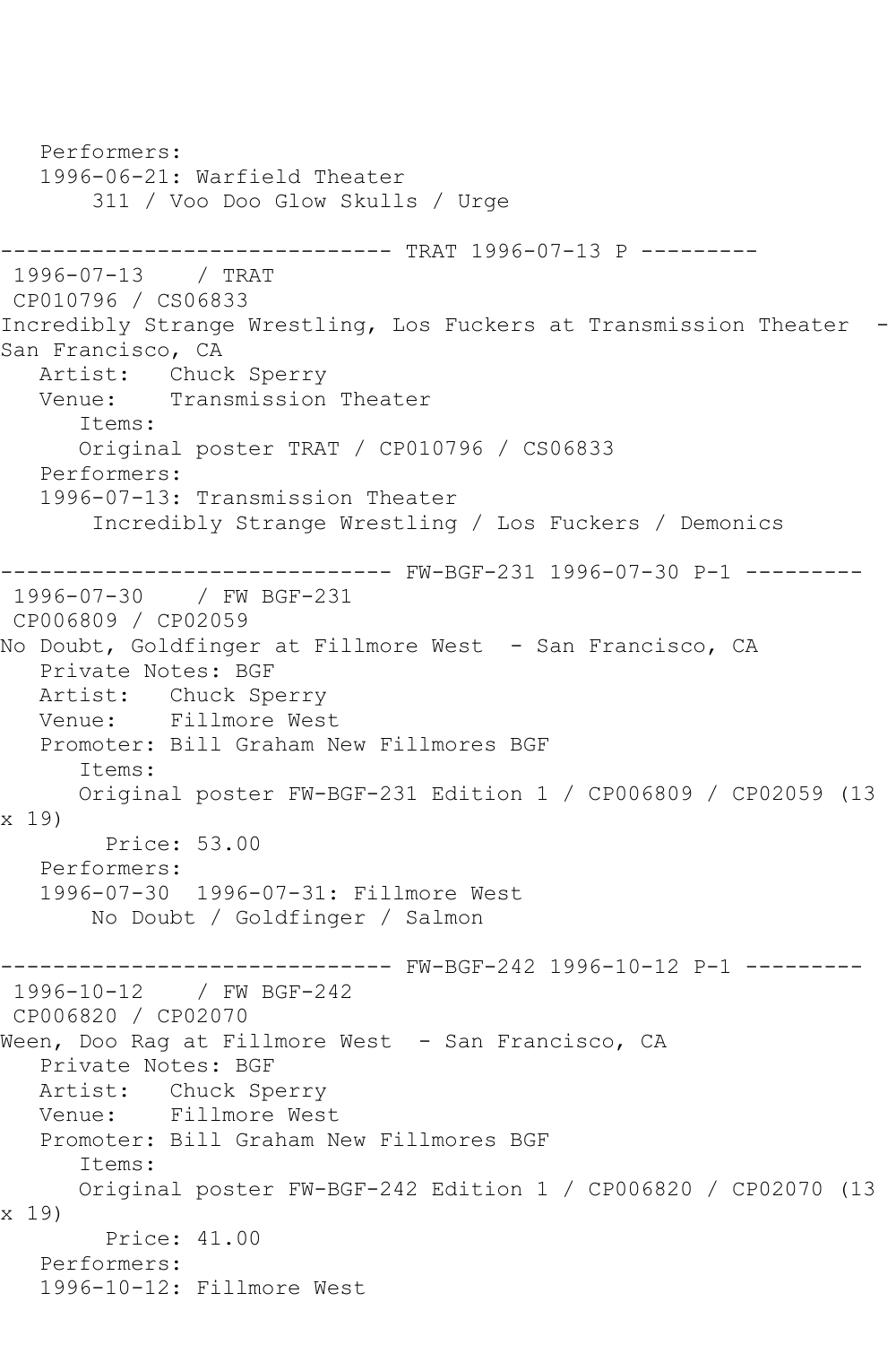```
   Performers:
   1996-06-21: Warfield Theater
       311 / Voo Doo Glow Skulls / Urge

------------------------------ TRAT 1996-07-13 P ---------
 1996-07-13    / TRAT
 CP010796 / CS06833
Incredibly Strange Wrestling, Los Fuckers at Transmission Theater  - 
San Francisco, CA
   Artist:   Chuck Sperry
   Venue:    Transmission Theater
      Items:
      Original poster TRAT / CP010796 / CS06833
   Performers:
   1996-07-13: Transmission Theater
       Incredibly Strange Wrestling / Los Fuckers / Demonics

------------------------------ FW-BGF-231 1996-07-30 P-1 ---------
 1996-07-30    / FW BGF-231
 CP006809 / CP02059
No Doubt, Goldfinger at Fillmore West  - San Francisco, CA
   Private Notes: BGF
   Artist:   Chuck Sperry
   Venue:    Fillmore West
   Promoter: Bill Graham New Fillmores BGF
      Items:
      Original poster FW-BGF-231 Edition 1 / CP006809 / CP02059 (13 
x 19)
        Price: 53.00
   Performers:
   1996-07-30  1996-07-31: Fillmore West
       No Doubt / Goldfinger / Salmon

------------------------------ FW-BGF-242 1996-10-12 P-1 ---------
 1996-10-12    / FW BGF-242
 CP006820 / CP02070
Ween, Doo Rag at Fillmore West  - San Francisco, CA
   Private Notes: BGF
   Artist:   Chuck Sperry
   Venue:    Fillmore West
   Promoter: Bill Graham New Fillmores BGF
      Items:
      Original poster FW-BGF-242 Edition 1 / CP006820 / CP02070 (13 
x 19)
        Price: 41.00
   Performers:
   1996-10-12: Fillmore West
```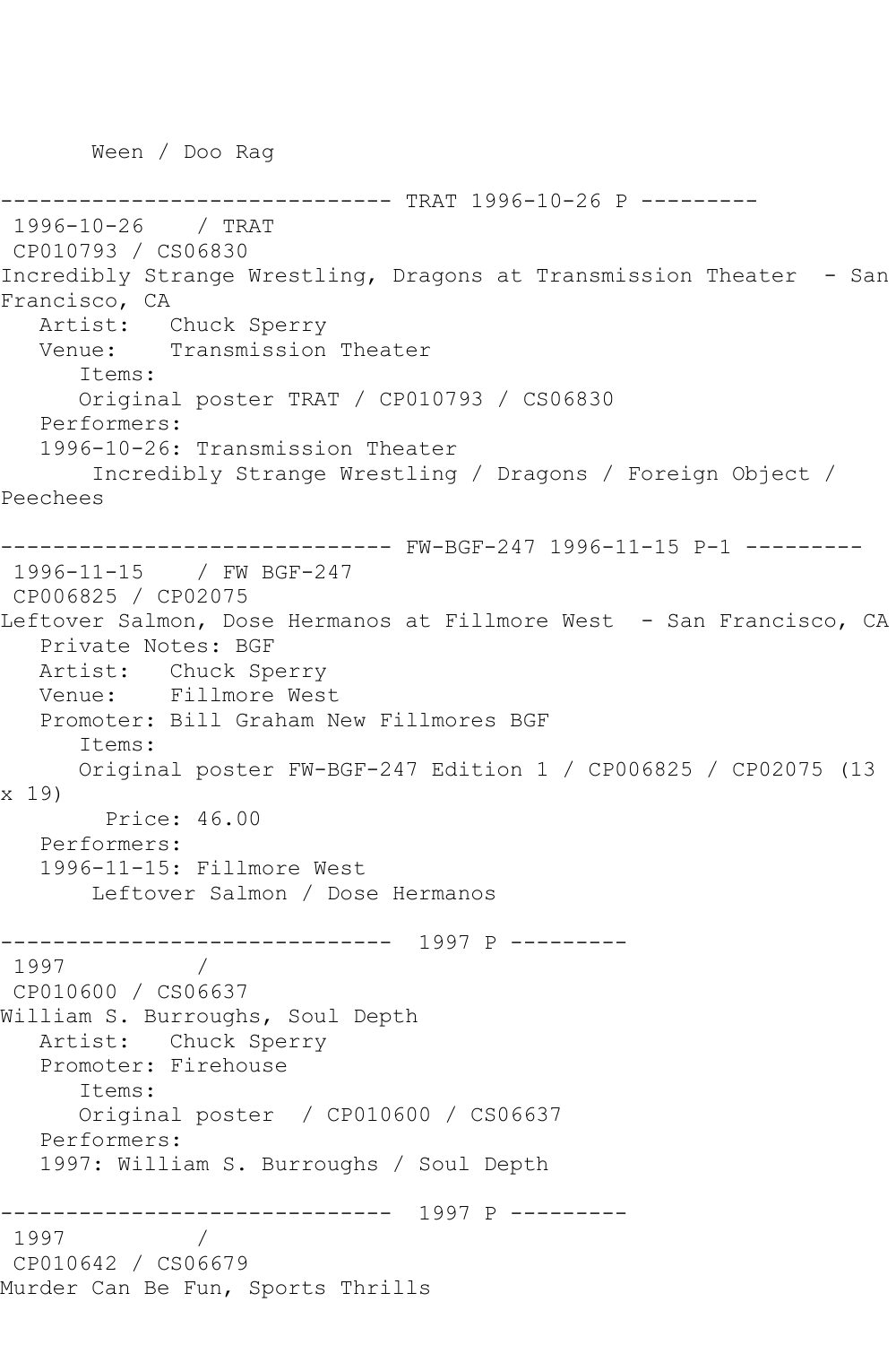```
       Ween / Doo Rag

------------------------------ TRAT 1996-10-26 P ---------
 1996-10-26    / TRAT
 CP010793 / CS06830
Incredibly Strange Wrestling, Dragons at Transmission Theater  - San
Francisco, CA
   Artist:   Chuck Sperry
   Venue:    Transmission Theater
      Items:
      Original poster TRAT / CP010793 / CS06830
   Performers:
   1996-10-26: Transmission Theater
       Incredibly Strange Wrestling / Dragons / Foreign Object /
Peechees

------------------------------ FW-BGF-247 1996-11-15 P-1 ---------
 1996-11-15    / FW BGF-247
 CP006825 / CP02075
Leftover Salmon, Dose Hermanos at Fillmore West  - San Francisco, CA
   Private Notes: BGF
   Artist:   Chuck Sperry
   Venue:    Fillmore West
   Promoter: Bill Graham New Fillmores BGF
      Items:
      Original poster FW-BGF-247 Edition 1 / CP006825 / CP02075 (13
x 19)
        Price: 46.00
   Performers:
   1996-11-15: Fillmore West
       Leftover Salmon / Dose Hermanos

------------------------------  1997 P ---------
 1997          /
 CP010600 / CS06637
William S. Burroughs, Soul Depth
   Artist:   Chuck Sperry
   Promoter: Firehouse
      Items:
      Original poster  / CP010600 / CS06637
   Performers:
   1997: William S. Burroughs / Soul Depth

------------------------------  1997 P ---------
 1997          /
 CP010642 / CS06679
Murder Can Be Fun, Sports Thrills
```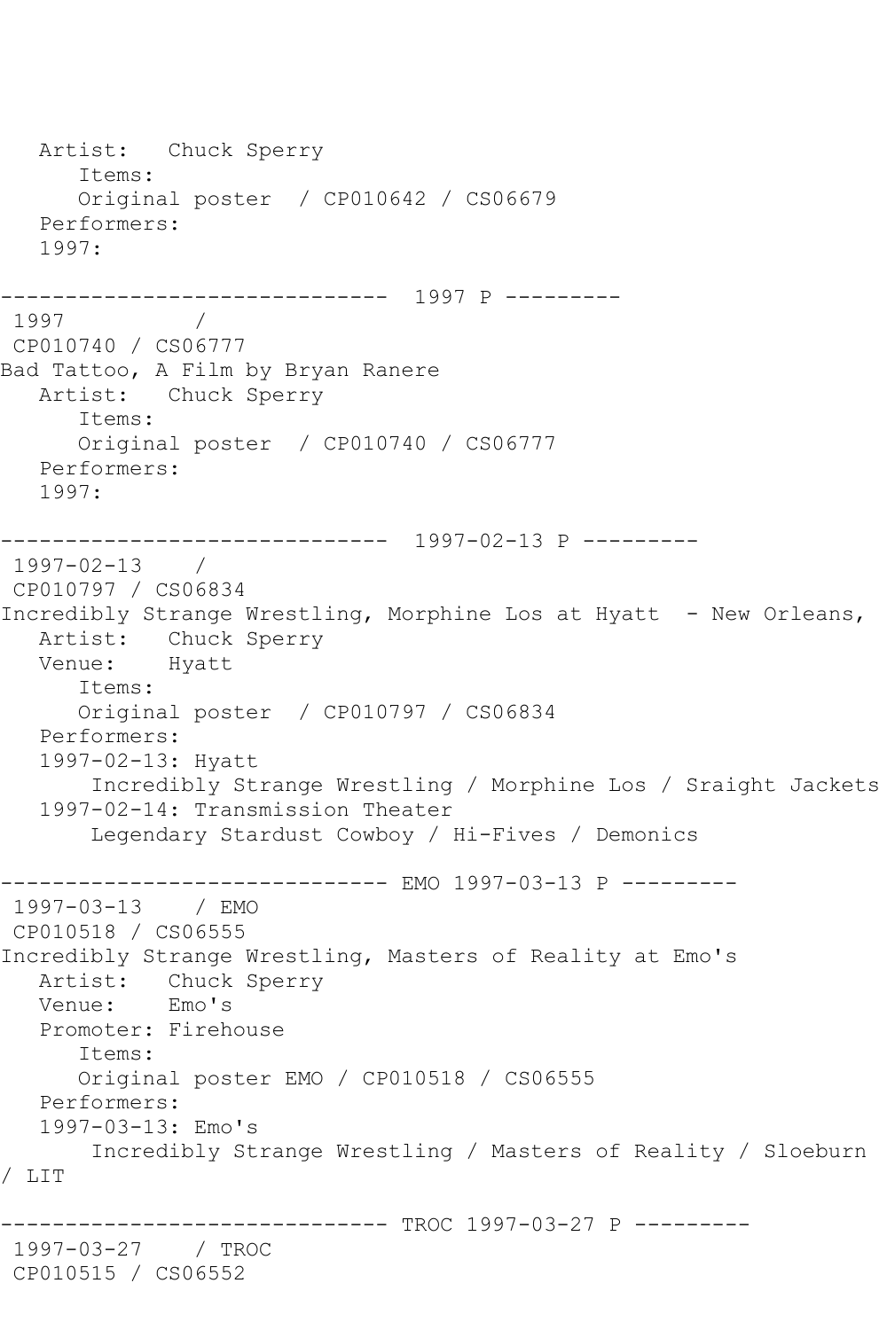```
   Artist:   Chuck Sperry
      Items:
      Original poster  / CP010642 / CS06679
   Performers:
   1997:

------------------------------  1997 P ---------
 1997          /
 CP010740 / CS06777
Bad Tattoo, A Film by Bryan Ranere
   Artist:   Chuck Sperry
      Items:
      Original poster  / CP010740 / CS06777
   Performers:
   1997:

------------------------------  1997-02-13 P ---------
 1997-02-13    /
 CP010797 / CS06834
Incredibly Strange Wrestling, Morphine Los at Hyatt  - New Orleans,
   Artist:   Chuck Sperry
   Venue:    Hyatt
      Items:
      Original poster  / CP010797 / CS06834
   Performers:
   1997-02-13: Hyatt
       Incredibly Strange Wrestling / Morphine Los / Sraight Jackets
   1997-02-14: Transmission Theater
       Legendary Stardust Cowboy / Hi-Fives / Demonics

------------------------------ EMO 1997-03-13 P ---------
 1997-03-13    / EMO
 CP010518 / CS06555
Incredibly Strange Wrestling, Masters of Reality at Emo's
   Artist:   Chuck Sperry
   Venue:    Emo's
   Promoter: Firehouse
      Items:
      Original poster EMO / CP010518 / CS06555
   Performers:
   1997-03-13: Emo's
       Incredibly Strange Wrestling / Masters of Reality / Sloeburn
/ LIT

------------------------------ TROC 1997-03-27 P ---------
 1997-03-27    / TROC
 CP010515 / CS06552
```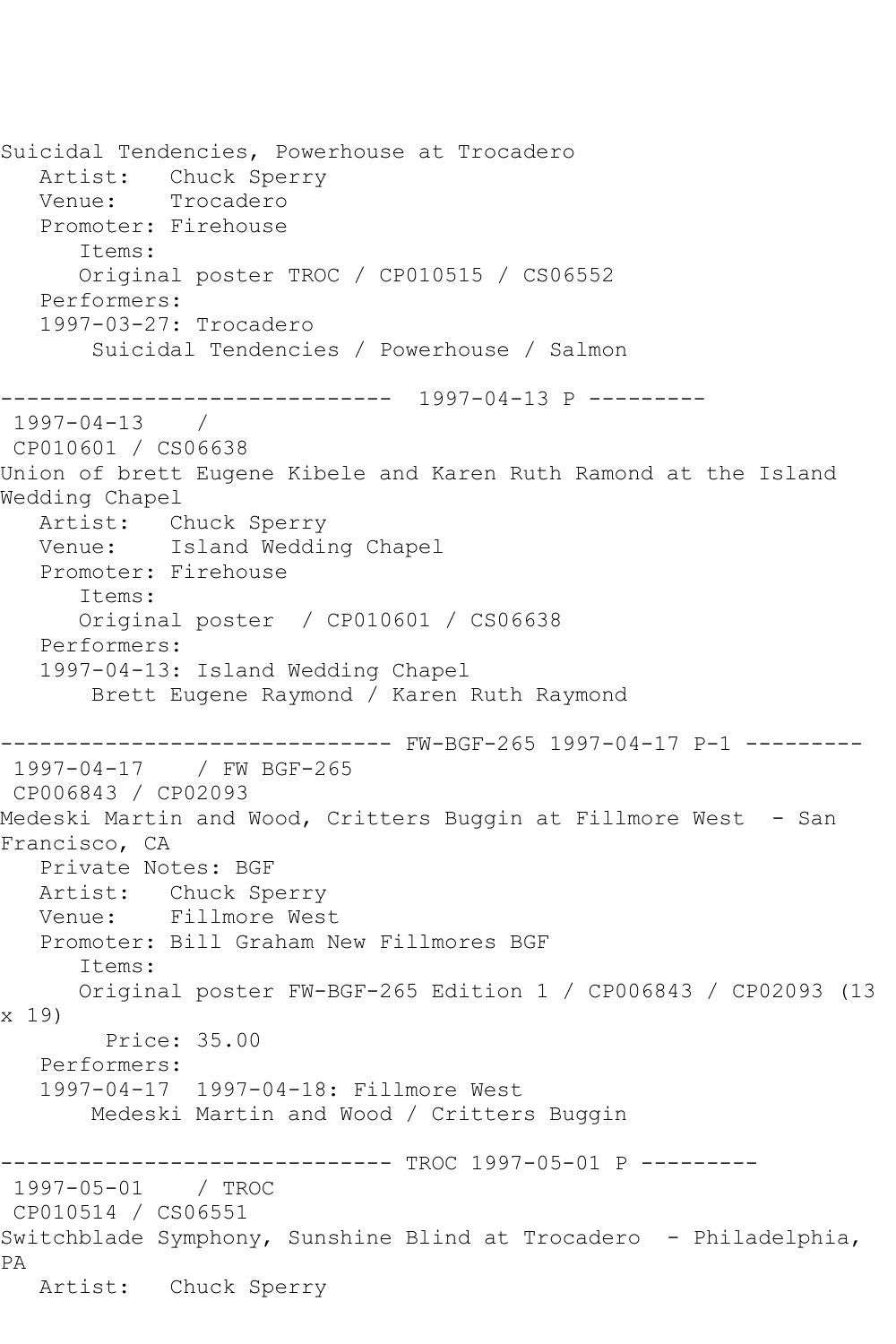Suicidal Tendencies, Powerhouse at Trocadero
   Artist:   Chuck Sperry
   Venue:    Trocadero
   Promoter: Firehouse
      Items:
      Original poster TROC / CP010515 / CS06552
   Performers:
   1997-03-27: Trocadero
       Suicidal Tendencies / Powerhouse / Salmon

------------------------------  1997-04-13 P ---------
 1997-04-13    /
 CP010601 / CS06638
Union of brett Eugene Kibele and Karen Ruth Ramond at the Island Wedding Chapel
   Artist:   Chuck Sperry
   Venue:    Island Wedding Chapel
   Promoter: Firehouse
      Items:
      Original poster  / CP010601 / CS06638
   Performers:
   1997-04-13: Island Wedding Chapel
       Brett Eugene Raymond / Karen Ruth Raymond

------------------------------ FW-BGF-265 1997-04-17 P-1 ---------
 1997-04-17    / FW BGF-265
 CP006843 / CP02093
Medeski Martin and Wood, Critters Buggin at Fillmore West  - San Francisco, CA
   Private Notes: BGF
   Artist:   Chuck Sperry
   Venue:    Fillmore West
   Promoter: Bill Graham New Fillmores BGF
      Items:
      Original poster FW-BGF-265 Edition 1 / CP006843 / CP02093 (13 x 19)
        Price: 35.00
   Performers:
   1997-04-17  1997-04-18: Fillmore West
       Medeski Martin and Wood / Critters Buggin

------------------------------ TROC 1997-05-01 P ---------
 1997-05-01    / TROC
 CP010514 / CS06551
Switchblade Symphony, Sunshine Blind at Trocadero  - Philadelphia, PA
   Artist:   Chuck Sperry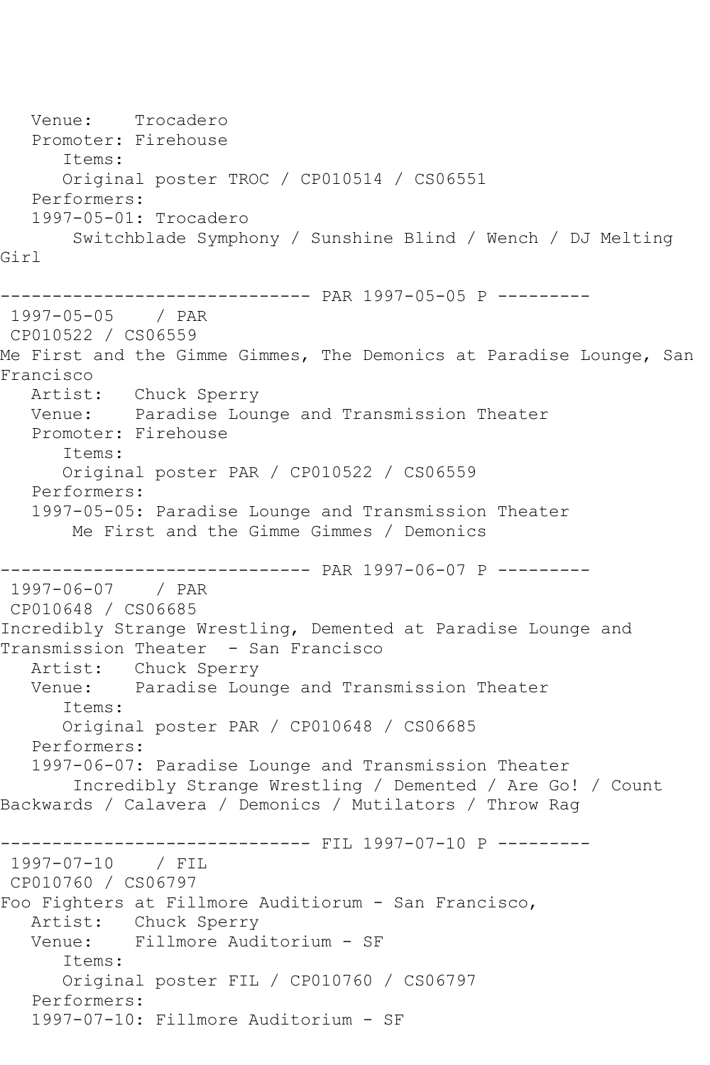Venue: Trocadero
Promoter: Firehouse
Items:
Original poster TROC / CP010514 / CS06551
Performers:
1997-05-01: Trocadero
Switchblade Symphony / Sunshine Blind / Wench / DJ Melting Girl

------------------------------ PAR 1997-05-05 P ---------
1997-05-05 / PAR
CP010522 / CS06559
Me First and the Gimme Gimmes, The Demonics at Paradise Lounge, San Francisco
Artist: Chuck Sperry
Venue: Paradise Lounge and Transmission Theater
Promoter: Firehouse
Items:
Original poster PAR / CP010522 / CS06559
Performers:
1997-05-05: Paradise Lounge and Transmission Theater
Me First and the Gimme Gimmes / Demonics

------------------------------ PAR 1997-06-07 P ---------
1997-06-07 / PAR
CP010648 / CS06685
Incredibly Strange Wrestling, Demented at Paradise Lounge and Transmission Theater - San Francisco
Artist: Chuck Sperry
Venue: Paradise Lounge and Transmission Theater
Items:
Original poster PAR / CP010648 / CS06685
Performers:
1997-06-07: Paradise Lounge and Transmission Theater
Incredibly Strange Wrestling / Demented / Are Go! / Count Backwards / Calavera / Demonics / Mutilators / Throw Rag

------------------------------ FIL 1997-07-10 P ---------
1997-07-10 / FIL
CP010760 / CS06797
Foo Fighters at Fillmore Auditiorum - San Francisco,
Artist: Chuck Sperry
Venue: Fillmore Auditorium - SF
Items:
Original poster FIL / CP010760 / CS06797
Performers:
1997-07-10: Fillmore Auditorium - SF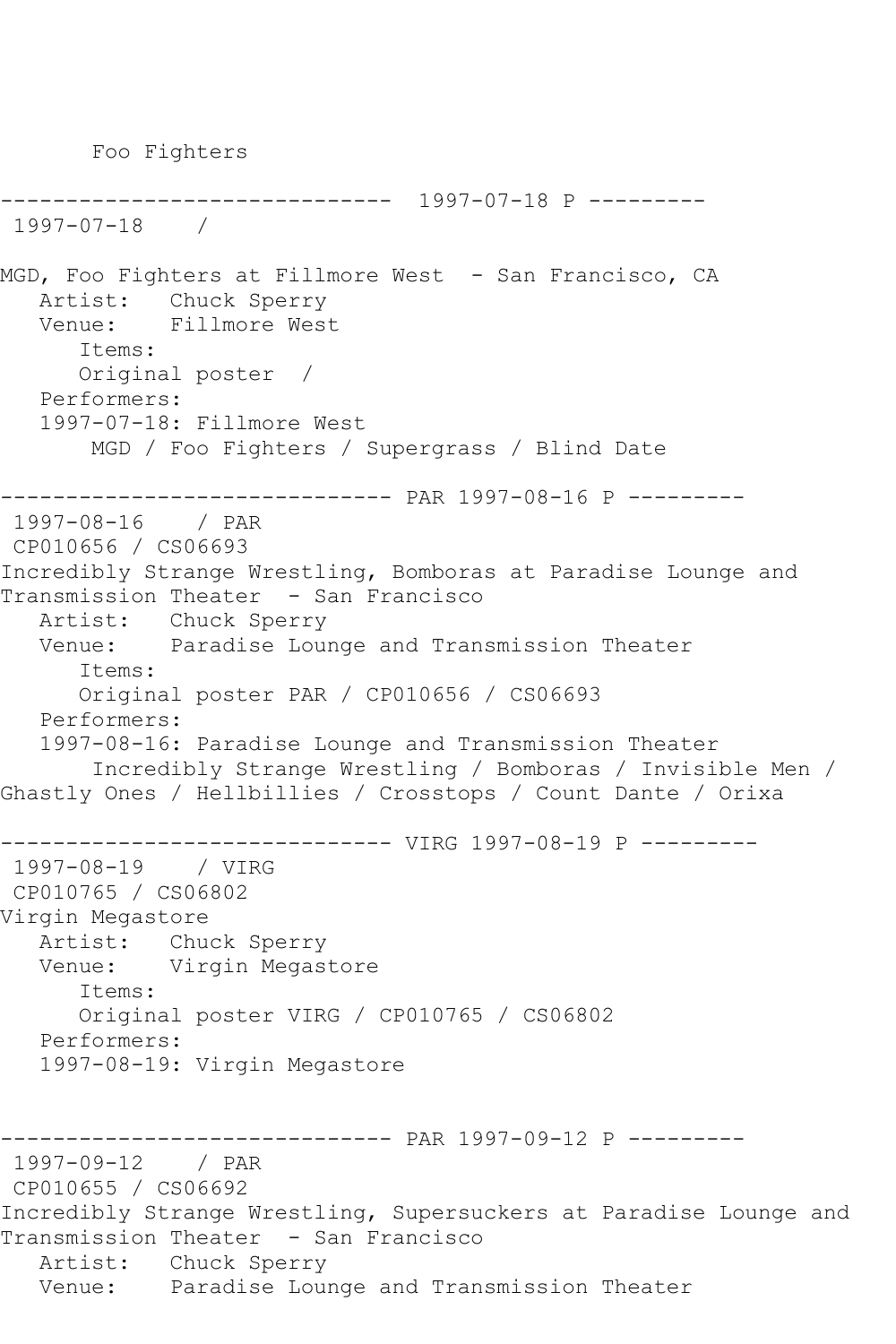Foo Fighters

------------------------------ 1997-07-18 P ---------

1997-07-18 /

MGD, Foo Fighters at Fillmore West - San Francisco, CA

Artist: Chuck Sperry

Venue: Fillmore West

Items:

Original poster /

Performers:

1997-07-18: Fillmore West

MGD / Foo Fighters / Supergrass / Blind Date

------------------------------ PAR 1997-08-16 P ---------

1997-08-16 / PAR

CP010656 / CS06693

Incredibly Strange Wrestling, Bomboras at Paradise Lounge and Transmission Theater - San Francisco

Artist: Chuck Sperry

Venue: Paradise Lounge and Transmission Theater

Items:

Original poster PAR / CP010656 / CS06693

Performers:

1997-08-16: Paradise Lounge and Transmission Theater

Incredibly Strange Wrestling / Bomboras / Invisible Men / Ghastly Ones / Hellbillies / Crosstops / Count Dante / Orixa

------------------------------ VIRG 1997-08-19 P ---------

1997-08-19 / VIRG

CP010765 / CS06802

Virgin Megastore

Artist: Chuck Sperry

Venue: Virgin Megastore

Items:

Original poster VIRG / CP010765 / CS06802

Performers:

1997-08-19: Virgin Megastore

------------------------------ PAR 1997-09-12 P ---------

1997-09-12 / PAR

CP010655 / CS06692

Incredibly Strange Wrestling, Supersuckers at Paradise Lounge and Transmission Theater - San Francisco

Artist: Chuck Sperry

Venue: Paradise Lounge and Transmission Theater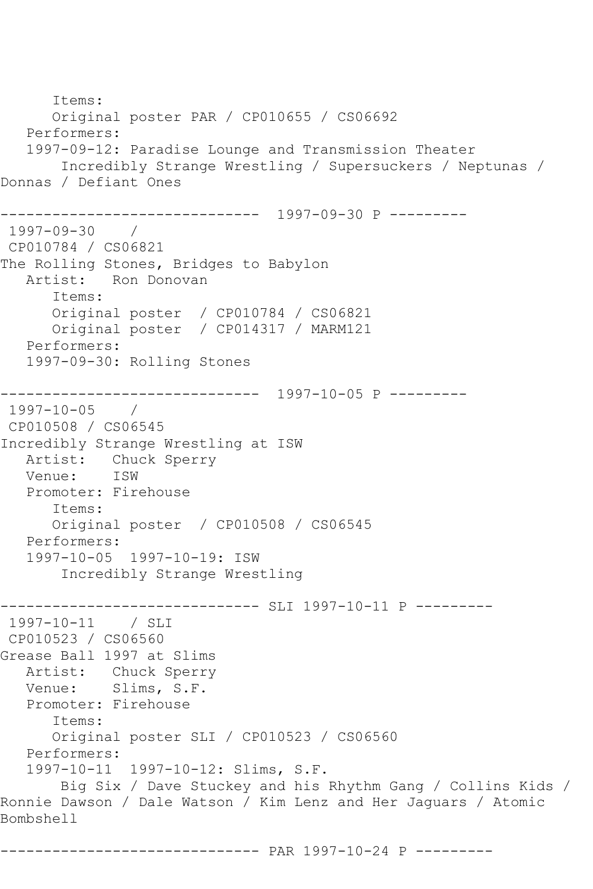Items:
      Original poster PAR / CP010655 / CS06692
   Performers:
   1997-09-12: Paradise Lounge and Transmission Theater
        Incredibly Strange Wrestling / Supersuckers / Neptunas / Donnas / Defiant Ones

------------------------------ 1997-09-30 P ---------
 1997-09-30    /
 CP010784 / CS06821
The Rolling Stones, Bridges to Babylon
   Artist:   Ron Donovan
      Items:
      Original poster  / CP010784 / CS06821
      Original poster  / CP014317 / MARM121
   Performers:
   1997-09-30: Rolling Stones

------------------------------ 1997-10-05 P ---------
 1997-10-05    /
 CP010508 / CS06545
Incredibly Strange Wrestling at ISW
   Artist:   Chuck Sperry
   Venue:    ISW
   Promoter: Firehouse
      Items:
      Original poster  / CP010508 / CS06545
   Performers:
   1997-10-05  1997-10-19: ISW
        Incredibly Strange Wrestling

------------------------------ SLI 1997-10-11 P ---------
 1997-10-11    / SLI
 CP010523 / CS06560
Grease Ball 1997 at Slims
   Artist:   Chuck Sperry
   Venue:    Slims, S.F.
   Promoter: Firehouse
      Items:
      Original poster SLI / CP010523 / CS06560
   Performers:
   1997-10-11  1997-10-12: Slims, S.F.
        Big Six / Dave Stuckey and his Rhythm Gang / Collins Kids / Ronnie Dawson / Dale Watson / Kim Lenz and Her Jaguars / Atomic Bombshell

------------------------------ PAR 1997-10-24 P ---------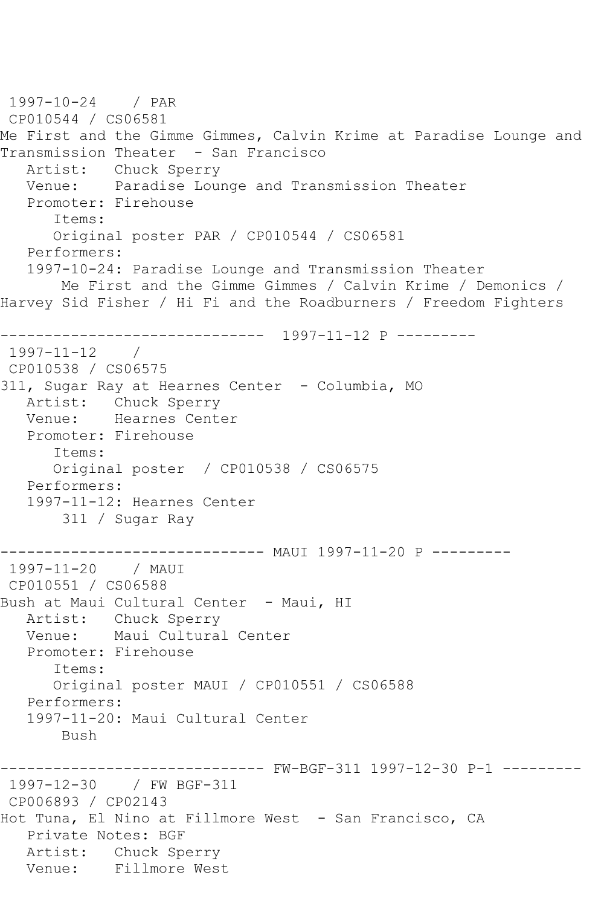1997-10-24 / PAR
CP010544 / CS06581
Me First and the Gimme Gimmes, Calvin Krime at Paradise Lounge and Transmission Theater - San Francisco
Artist: Chuck Sperry
Venue: Paradise Lounge and Transmission Theater
Promoter: Firehouse
Items:
Original poster PAR / CP010544 / CS06581
Performers:
1997-10-24: Paradise Lounge and Transmission Theater
Me First and the Gimme Gimmes / Calvin Krime / Demonics / Harvey Sid Fisher / Hi Fi and the Roadburners / Freedom Fighters

------------------------------ 1997-11-12 P ---------
1997-11-12 /
CP010538 / CS06575
311, Sugar Ray at Hearnes Center - Columbia, MO
Artist: Chuck Sperry
Venue: Hearnes Center
Promoter: Firehouse
Items:
Original poster / CP010538 / CS06575
Performers:
1997-11-12: Hearnes Center
311 / Sugar Ray

------------------------------ MAUI 1997-11-20 P ---------
1997-11-20 / MAUI
CP010551 / CS06588
Bush at Maui Cultural Center - Maui, HI
Artist: Chuck Sperry
Venue: Maui Cultural Center
Promoter: Firehouse
Items:
Original poster MAUI / CP010551 / CS06588
Performers:
1997-11-20: Maui Cultural Center
Bush

------------------------------ FW-BGF-311 1997-12-30 P-1 ---------
1997-12-30 / FW BGF-311
CP006893 / CP02143
Hot Tuna, El Nino at Fillmore West - San Francisco, CA
Private Notes: BGF
Artist: Chuck Sperry
Venue: Fillmore West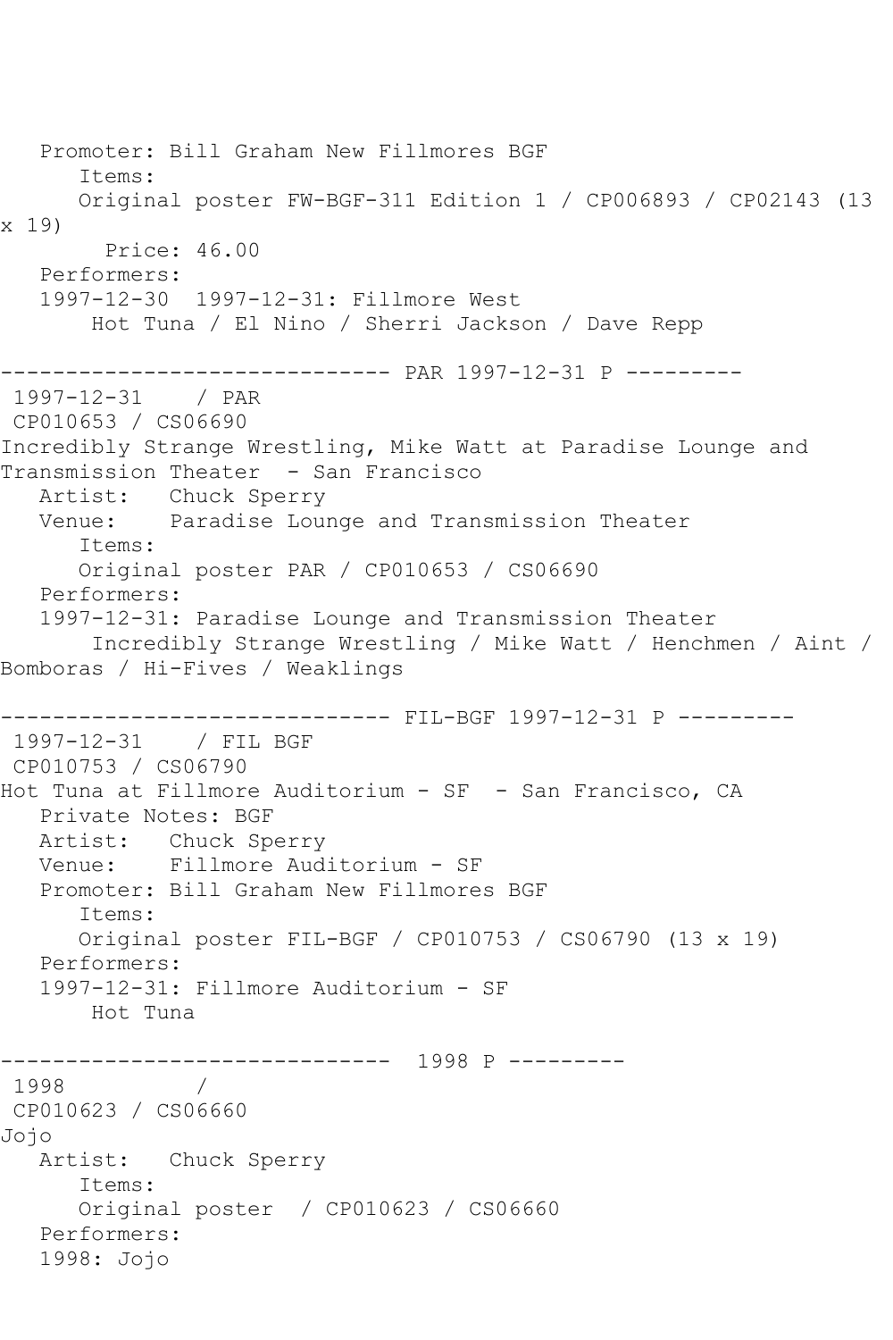Promoter: Bill Graham New Fillmores BGF
      Items:
      Original poster FW-BGF-311 Edition 1 / CP006893 / CP02143 (13 x 19)
        Price: 46.00
   Performers:
   1997-12-30  1997-12-31: Fillmore West
       Hot Tuna / El Nino / Sherri Jackson / Dave Repp

------------------------------ PAR 1997-12-31 P ---------
1997-12-31    / PAR
CP010653 / CS06690
Incredibly Strange Wrestling, Mike Watt at Paradise Lounge and Transmission Theater  - San Francisco
   Artist:   Chuck Sperry
   Venue:    Paradise Lounge and Transmission Theater
      Items:
      Original poster PAR / CP010653 / CS06690
   Performers:
   1997-12-31: Paradise Lounge and Transmission Theater
       Incredibly Strange Wrestling / Mike Watt / Henchmen / Aint / Bomboras / Hi-Fives / Weaklings

------------------------------ FIL-BGF 1997-12-31 P ---------
1997-12-31    / FIL BGF
CP010753 / CS06790
Hot Tuna at Fillmore Auditorium - SF  - San Francisco, CA
   Private Notes: BGF
   Artist:   Chuck Sperry
   Venue:    Fillmore Auditorium - SF
   Promoter: Bill Graham New Fillmores BGF
      Items:
      Original poster FIL-BGF / CP010753 / CS06790 (13 x 19)
   Performers:
   1997-12-31: Fillmore Auditorium - SF
       Hot Tuna

------------------------------  1998 P ---------
1998          /
CP010623 / CS06660
Jojo
   Artist:   Chuck Sperry
      Items:
      Original poster  / CP010623 / CS06660
   Performers:
   1998: Jojo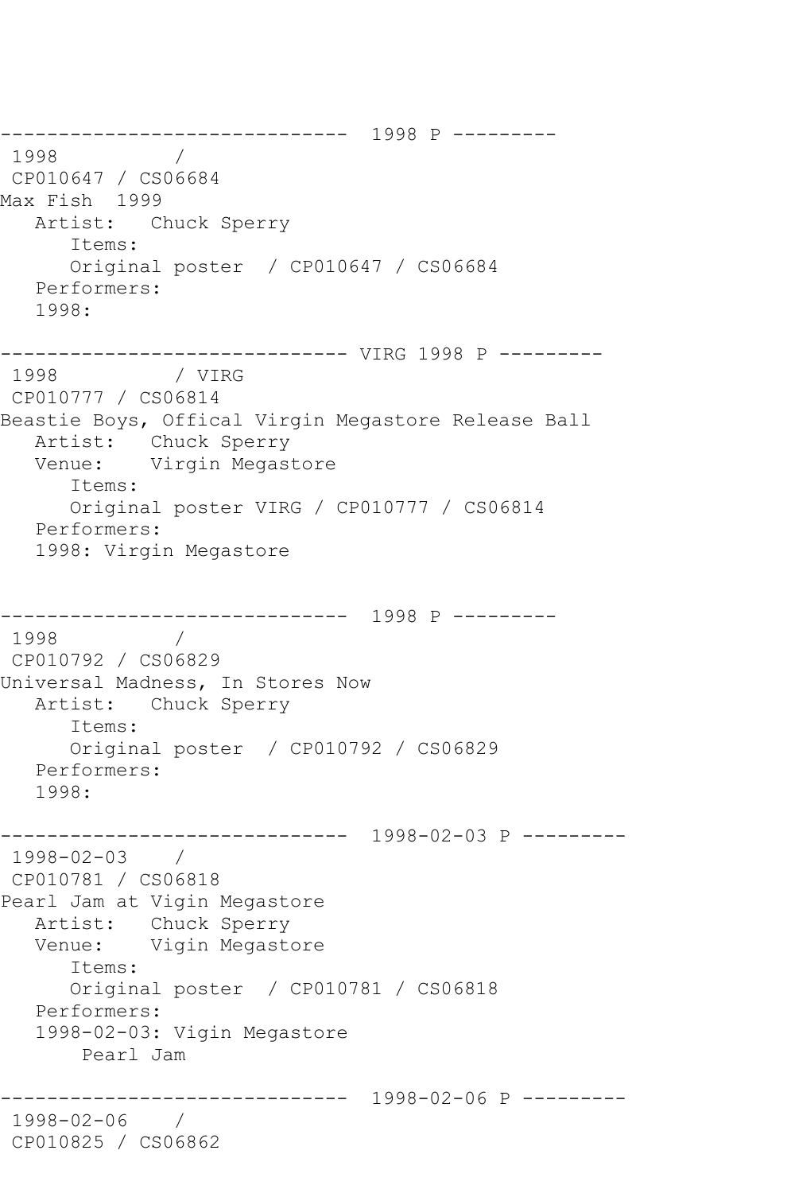```
------------------------------  1998 P ---------
 1998          /
 CP010647 / CS06684
Max Fish  1999
   Artist:   Chuck Sperry
      Items:
      Original poster  / CP010647 / CS06684
   Performers:
   1998:

------------------------------ VIRG 1998 P ---------
 1998          / VIRG
 CP010777 / CS06814
Beastie Boys, Offical Virgin Megastore Release Ball
   Artist:   Chuck Sperry
   Venue:    Virgin Megastore
      Items:
      Original poster VIRG / CP010777 / CS06814
   Performers:
   1998: Virgin Megastore


------------------------------  1998 P ---------
 1998          /
 CP010792 / CS06829
Universal Madness, In Stores Now
   Artist:   Chuck Sperry
      Items:
      Original poster  / CP010792 / CS06829
   Performers:
   1998:

------------------------------  1998-02-03 P ---------
 1998-02-03    /
 CP010781 / CS06818
Pearl Jam at Vigin Megastore
   Artist:   Chuck Sperry
   Venue:    Vigin Megastore
      Items:
      Original poster  / CP010781 / CS06818
   Performers:
   1998-02-03: Vigin Megastore
       Pearl Jam

------------------------------  1998-02-06 P ---------
 1998-02-06    /
 CP010825 / CS06862
```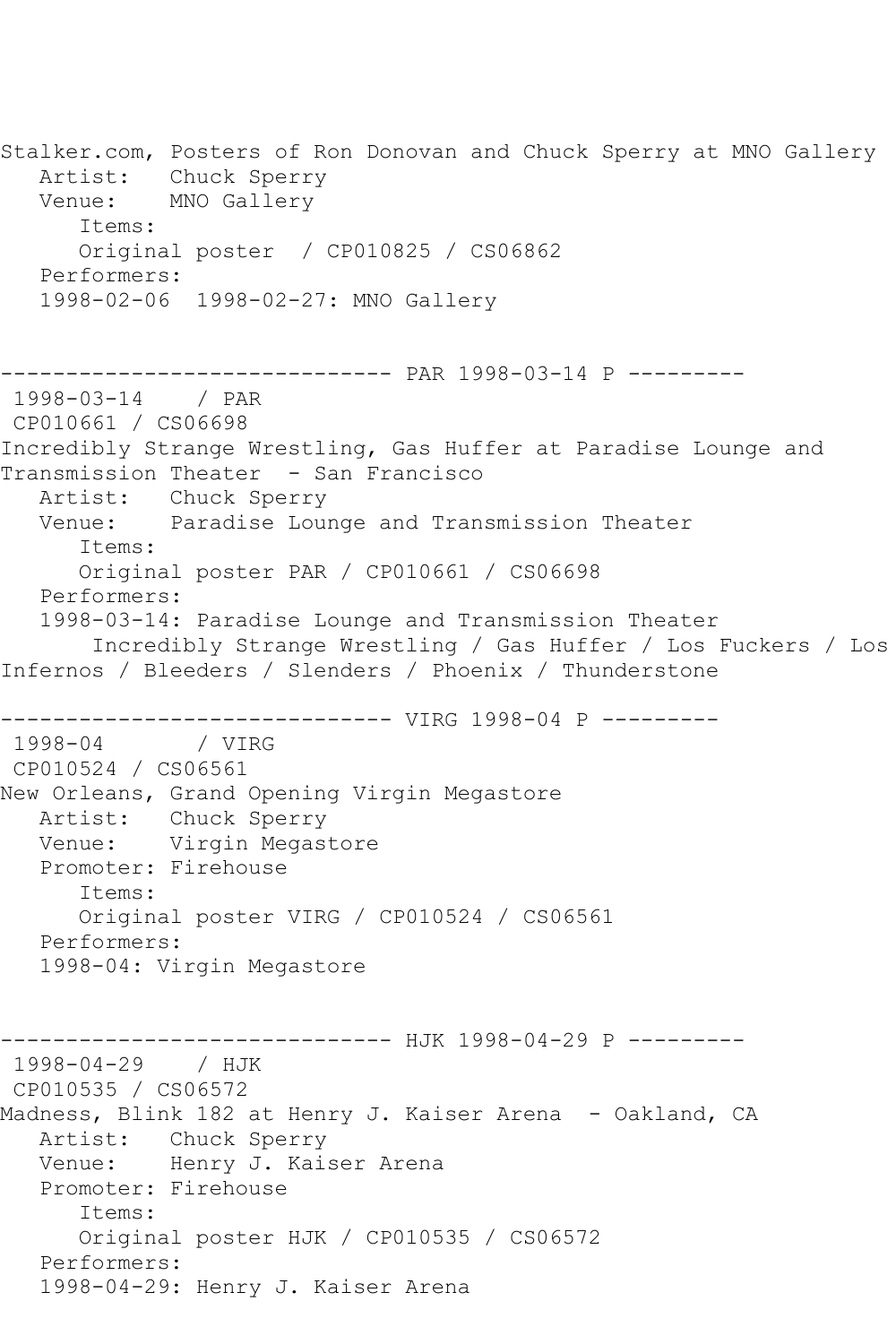Stalker.com, Posters of Ron Donovan and Chuck Sperry at MNO Gallery
   Artist:   Chuck Sperry
   Venue:    MNO Gallery
      Items:
      Original poster  / CP010825 / CS06862
   Performers:
   1998-02-06  1998-02-27: MNO Gallery

------------------------------ PAR 1998-03-14 P ---------
 1998-03-14    / PAR
 CP010661 / CS06698
Incredibly Strange Wrestling, Gas Huffer at Paradise Lounge and Transmission Theater  - San Francisco
   Artist:   Chuck Sperry
   Venue:    Paradise Lounge and Transmission Theater
      Items:
      Original poster PAR / CP010661 / CS06698
   Performers:
   1998-03-14: Paradise Lounge and Transmission Theater
       Incredibly Strange Wrestling / Gas Huffer / Los Fuckers / Los Infernos / Bleeders / Slenders / Phoenix / Thunderstone

------------------------------ VIRG 1998-04 P ---------
 1998-04       / VIRG
 CP010524 / CS06561
New Orleans, Grand Opening Virgin Megastore
   Artist:   Chuck Sperry
   Venue:    Virgin Megastore
   Promoter: Firehouse
      Items:
      Original poster VIRG / CP010524 / CS06561
   Performers:
   1998-04: Virgin Megastore

------------------------------ HJK 1998-04-29 P ---------
 1998-04-29    / HJK
 CP010535 / CS06572
Madness, Blink 182 at Henry J. Kaiser Arena  - Oakland, CA
   Artist:   Chuck Sperry
   Venue:    Henry J. Kaiser Arena
   Promoter: Firehouse
      Items:
      Original poster HJK / CP010535 / CS06572
   Performers:
   1998-04-29: Henry J. Kaiser Arena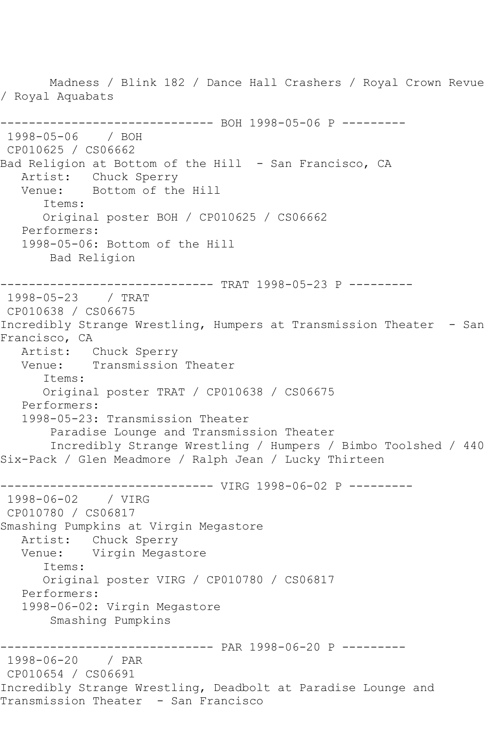Madness / Blink 182 / Dance Hall Crashers / Royal Crown Revue / Royal Aquabats

------------------------------ BOH 1998-05-06 P ---------

1998-05-06 / BOH

CP010625 / CS06662

Bad Religion at Bottom of the Hill - San Francisco, CA

Artist: Chuck Sperry

Venue: Bottom of the Hill

Items:

Original poster BOH / CP010625 / CS06662

Performers:

1998-05-06: Bottom of the Hill

Bad Religion

------------------------------ TRAT 1998-05-23 P ---------

1998-05-23 / TRAT

CP010638 / CS06675

Incredibly Strange Wrestling, Humpers at Transmission Theater - San Francisco, CA

Artist: Chuck Sperry

Venue: Transmission Theater

Items:

Original poster TRAT / CP010638 / CS06675

Performers:

1998-05-23: Transmission Theater

Paradise Lounge and Transmission Theater

Incredibly Strange Wrestling / Humpers / Bimbo Toolshed / 440 Six-Pack / Glen Meadmore / Ralph Jean / Lucky Thirteen

------------------------------ VIRG 1998-06-02 P ---------

1998-06-02 / VIRG

CP010780 / CS06817

Smashing Pumpkins at Virgin Megastore

Artist: Chuck Sperry

Venue: Virgin Megastore

Items:

Original poster VIRG / CP010780 / CS06817

Performers:

1998-06-02: Virgin Megastore

Smashing Pumpkins

------------------------------ PAR 1998-06-20 P ---------

1998-06-20 / PAR

CP010654 / CS06691

Incredibly Strange Wrestling, Deadbolt at Paradise Lounge and Transmission Theater - San Francisco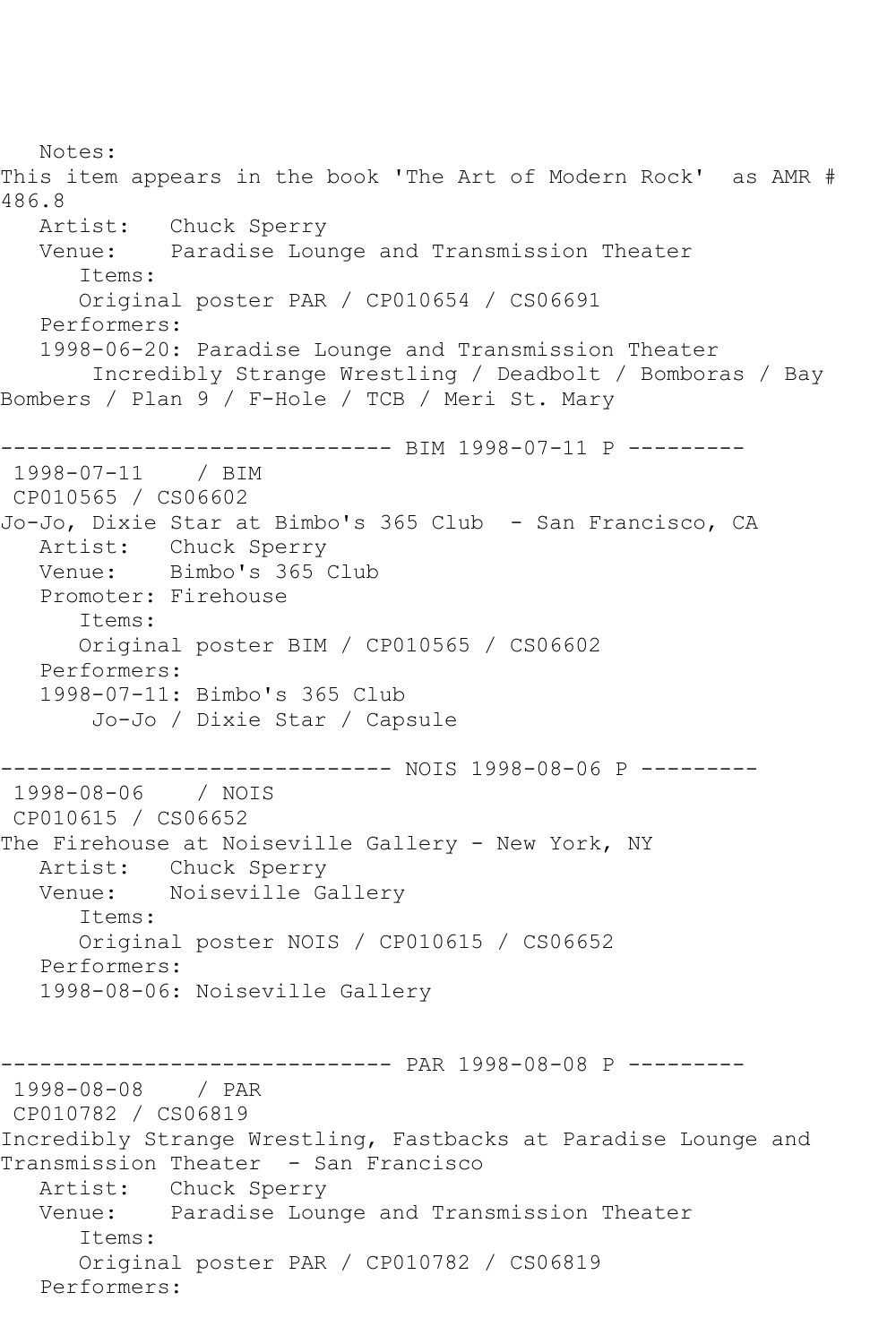Notes:
This item appears in the book 'The Art of Modern Rock' as AMR # 486.8
   Artist: Chuck Sperry
   Venue: Paradise Lounge and Transmission Theater
      Items:
      Original poster PAR / CP010654 / CS06691
   Performers:
   1998-06-20: Paradise Lounge and Transmission Theater
       Incredibly Strange Wrestling / Deadbolt / Bomboras / Bay Bombers / Plan 9 / F-Hole / TCB / Meri St. Mary

------------------------------ BIM 1998-07-11 P ---------
1998-07-11 / BIM
CP010565 / CS06602
Jo-Jo, Dixie Star at Bimbo's 365 Club - San Francisco, CA
   Artist: Chuck Sperry
   Venue: Bimbo's 365 Club
   Promoter: Firehouse
      Items:
      Original poster BIM / CP010565 / CS06602
   Performers:
   1998-07-11: Bimbo's 365 Club
       Jo-Jo / Dixie Star / Capsule

------------------------------ NOIS 1998-08-06 P ---------
1998-08-06 / NOIS
CP010615 / CS06652
The Firehouse at Noiseville Gallery - New York, NY
   Artist: Chuck Sperry
   Venue: Noiseville Gallery
      Items:
      Original poster NOIS / CP010615 / CS06652
   Performers:
   1998-08-06: Noiseville Gallery

------------------------------ PAR 1998-08-08 P ---------
1998-08-08 / PAR
CP010782 / CS06819
Incredibly Strange Wrestling, Fastbacks at Paradise Lounge and Transmission Theater - San Francisco
   Artist: Chuck Sperry
   Venue: Paradise Lounge and Transmission Theater
      Items:
      Original poster PAR / CP010782 / CS06819
   Performers: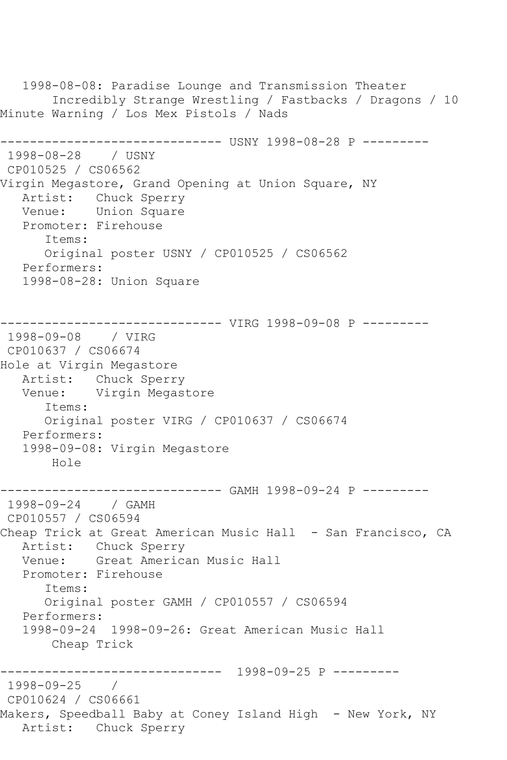```
   1998-08-08: Paradise Lounge and Transmission Theater
       Incredibly Strange Wrestling / Fastbacks / Dragons / 10 
Minute Warning / Los Mex Pistols / Nads

------------------------------ USNY 1998-08-28 P ---------
 1998-08-28    / USNY
 CP010525 / CS06562
Virgin Megastore, Grand Opening at Union Square, NY
   Artist:   Chuck Sperry
   Venue:    Union Square
   Promoter: Firehouse
      Items:
      Original poster USNY / CP010525 / CS06562
   Performers:
   1998-08-28: Union Square


------------------------------ VIRG 1998-09-08 P ---------
 1998-09-08    / VIRG
 CP010637 / CS06674
Hole at Virgin Megastore
   Artist:   Chuck Sperry
   Venue:    Virgin Megastore
      Items:
      Original poster VIRG / CP010637 / CS06674
   Performers:
   1998-09-08: Virgin Megastore
       Hole

------------------------------ GAMH 1998-09-24 P ---------
 1998-09-24    / GAMH
 CP010557 / CS06594
Cheap Trick at Great American Music Hall  - San Francisco, CA
   Artist:   Chuck Sperry
   Venue:    Great American Music Hall
   Promoter: Firehouse
      Items:
      Original poster GAMH / CP010557 / CS06594
   Performers:
   1998-09-24  1998-09-26: Great American Music Hall
       Cheap Trick

------------------------------  1998-09-25 P ---------
 1998-09-25    / 
 CP010624 / CS06661
Makers, Speedball Baby at Coney Island High  - New York, NY
   Artist:   Chuck Sperry
```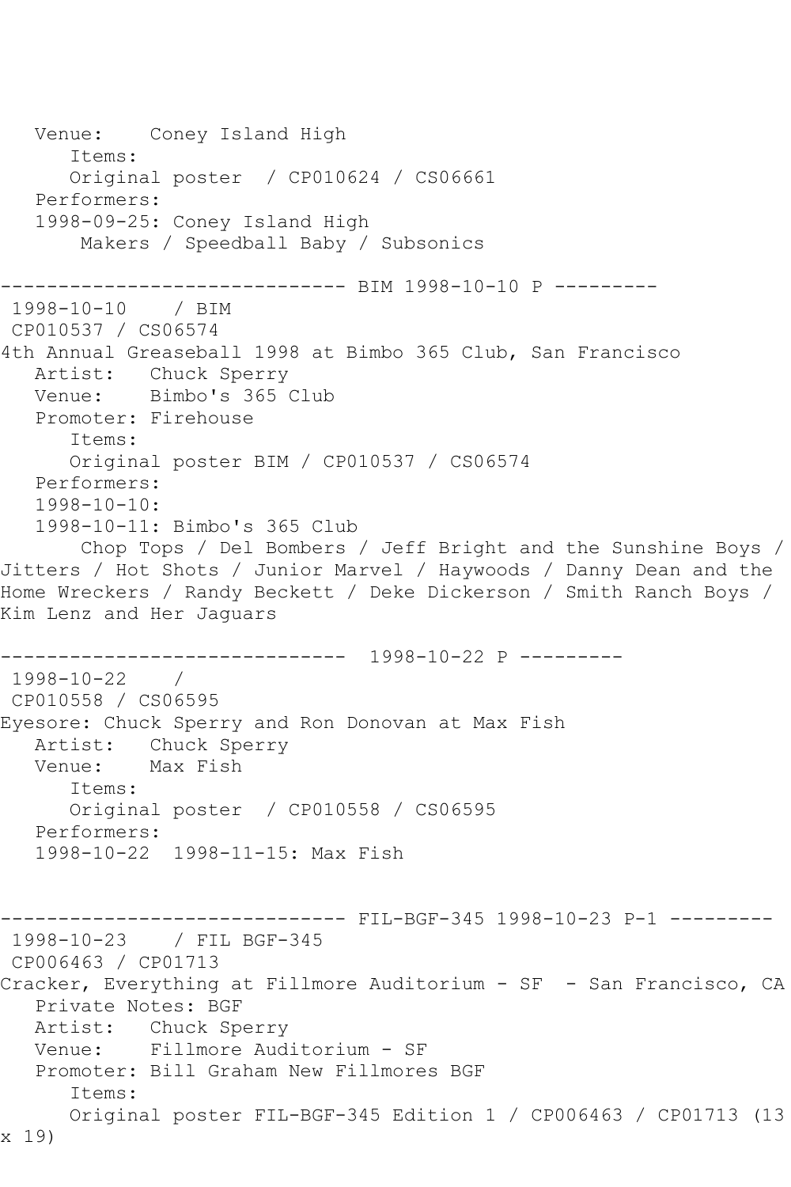```
   Venue:    Coney Island High
      Items:
      Original poster  / CP010624 / CS06661
   Performers:
   1998-09-25: Coney Island High
       Makers / Speedball Baby / Subsonics

------------------------------ BIM 1998-10-10 P ---------
 1998-10-10    / BIM
 CP010537 / CS06574
4th Annual Greaseball 1998 at Bimbo 365 Club, San Francisco
   Artist:   Chuck Sperry
   Venue:    Bimbo's 365 Club
   Promoter: Firehouse
      Items:
      Original poster BIM / CP010537 / CS06574
   Performers:
   1998-10-10:
   1998-10-11: Bimbo's 365 Club
       Chop Tops / Del Bombers / Jeff Bright and the Sunshine Boys /
Jitters / Hot Shots / Junior Marvel / Haywoods / Danny Dean and the
Home Wreckers / Randy Beckett / Deke Dickerson / Smith Ranch Boys /
Kim Lenz and Her Jaguars

------------------------------  1998-10-22 P ---------
 1998-10-22    /
 CP010558 / CS06595
Eyesore: Chuck Sperry and Ron Donovan at Max Fish
   Artist:   Chuck Sperry
   Venue:    Max Fish
      Items:
      Original poster  / CP010558 / CS06595
   Performers:
   1998-10-22  1998-11-15: Max Fish


------------------------------ FIL-BGF-345 1998-10-23 P-1 ---------
 1998-10-23    / FIL BGF-345
 CP006463 / CP01713
Cracker, Everything at Fillmore Auditorium - SF  - San Francisco, CA
   Private Notes: BGF
   Artist:   Chuck Sperry
   Venue:    Fillmore Auditorium - SF
   Promoter: Bill Graham New Fillmores BGF
      Items:
      Original poster FIL-BGF-345 Edition 1 / CP006463 / CP01713 (13
x 19)
```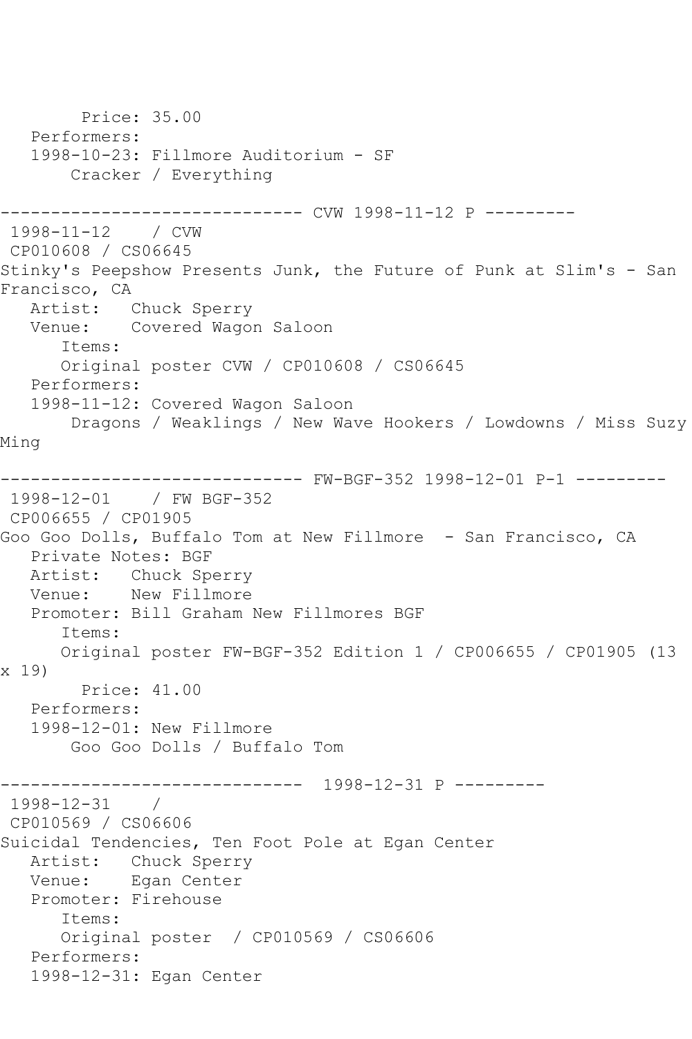```
        Price: 35.00
   Performers:
   1998-10-23: Fillmore Auditorium - SF
       Cracker / Everything

------------------------------ CVW 1998-11-12 P ---------
 1998-11-12    / CVW
 CP010608 / CS06645
Stinky's Peepshow Presents Junk, the Future of Punk at Slim's - San
Francisco, CA
   Artist:   Chuck Sperry
   Venue:    Covered Wagon Saloon
      Items:
      Original poster CVW / CP010608 / CS06645
   Performers:
   1998-11-12: Covered Wagon Saloon
       Dragons / Weaklings / New Wave Hookers / Lowdowns / Miss Suzy
Ming

------------------------------ FW-BGF-352 1998-12-01 P-1 ---------
 1998-12-01    / FW BGF-352
 CP006655 / CP01905
Goo Goo Dolls, Buffalo Tom at New Fillmore  - San Francisco, CA
   Private Notes: BGF
   Artist:   Chuck Sperry
   Venue:    New Fillmore
   Promoter: Bill Graham New Fillmores BGF
      Items:
      Original poster FW-BGF-352 Edition 1 / CP006655 / CP01905 (13
x 19)
        Price: 41.00
   Performers:
   1998-12-01: New Fillmore
       Goo Goo Dolls / Buffalo Tom

------------------------------  1998-12-31 P ---------
 1998-12-31    /
 CP010569 / CS06606
Suicidal Tendencies, Ten Foot Pole at Egan Center
   Artist:   Chuck Sperry
   Venue:    Egan Center
   Promoter: Firehouse
      Items:
      Original poster  / CP010569 / CS06606
   Performers:
   1998-12-31: Egan Center
```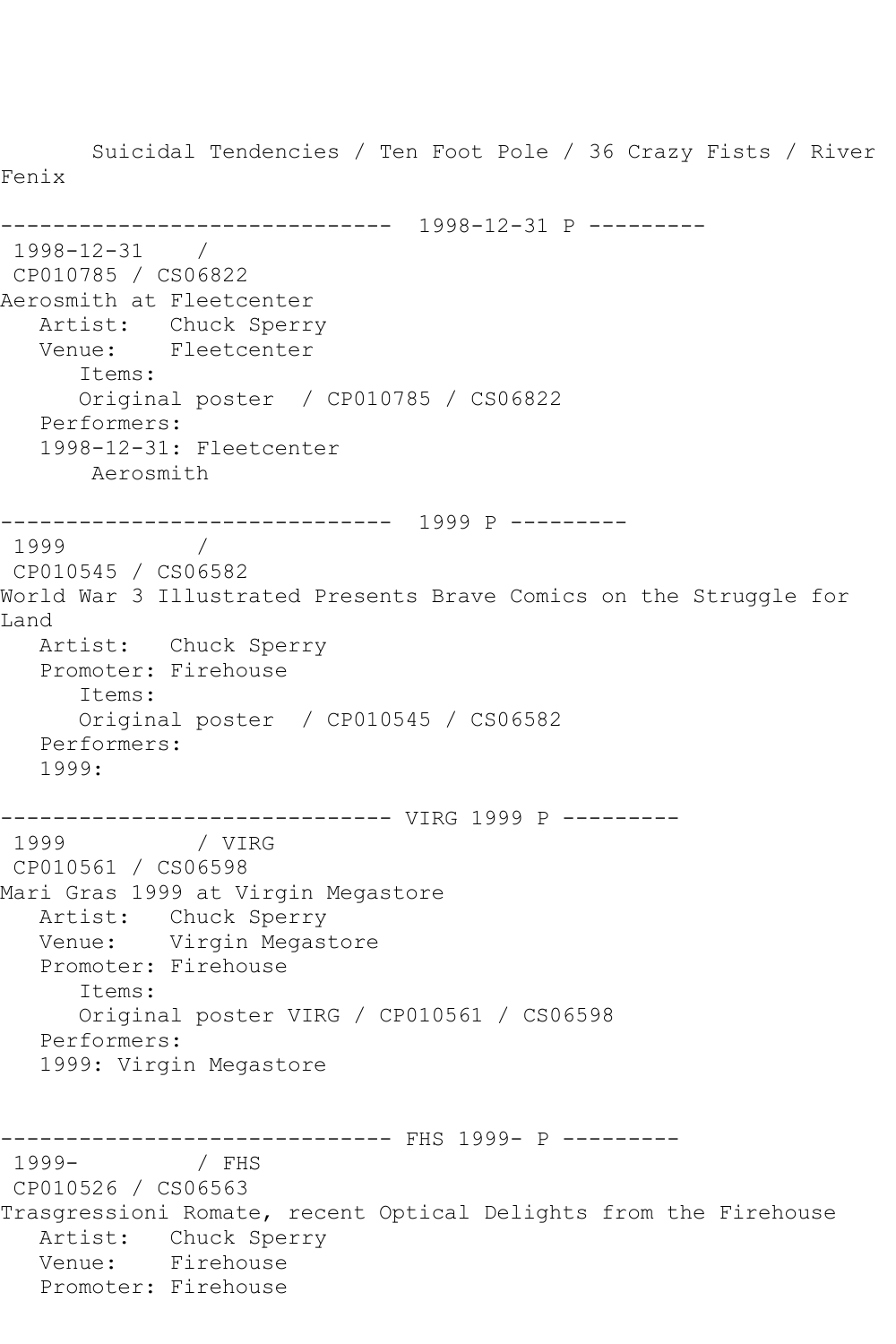Suicidal Tendencies / Ten Foot Pole / 36 Crazy Fists / River Fenix

------------------------------ 1998-12-31 P ---------

1998-12-31 /
CP010785 / CS06822
Aerosmith at Fleetcenter
Artist: Chuck Sperry
Venue: Fleetcenter
Items:
Original poster / CP010785 / CS06822
Performers:
1998-12-31: Fleetcenter
Aerosmith

------------------------------ 1999 P ---------

1999 /
CP010545 / CS06582
World War 3 Illustrated Presents Brave Comics on the Struggle for Land
Artist: Chuck Sperry
Promoter: Firehouse
Items:
Original poster / CP010545 / CS06582
Performers:
1999:

------------------------------ VIRG 1999 P ---------

1999 / VIRG
CP010561 / CS06598
Mari Gras 1999 at Virgin Megastore
Artist: Chuck Sperry
Venue: Virgin Megastore
Promoter: Firehouse
Items:
Original poster VIRG / CP010561 / CS06598
Performers:
1999: Virgin Megastore

------------------------------ FHS 1999- P ---------

1999- / FHS
CP010526 / CS06563
Trasgressioni Romate, recent Optical Delights from the Firehouse
Artist: Chuck Sperry
Venue: Firehouse
Promoter: Firehouse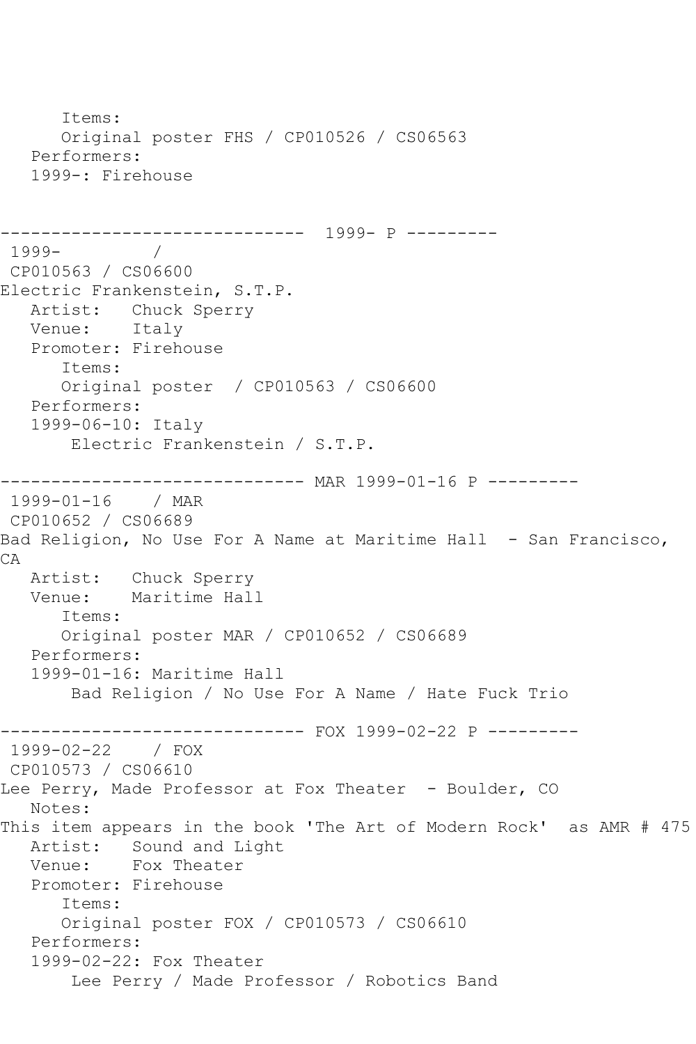```
      Items:
      Original poster FHS / CP010526 / CS06563
   Performers:
   1999-: Firehouse


------------------------------  1999- P ---------
 1999-         /
 CP010563 / CS06600
Electric Frankenstein, S.T.P.
   Artist:   Chuck Sperry
   Venue:    Italy
   Promoter: Firehouse
      Items:
      Original poster  / CP010563 / CS06600
   Performers:
   1999-06-10: Italy
       Electric Frankenstein / S.T.P.

------------------------------ MAR 1999-01-16 P ---------
 1999-01-16    / MAR
 CP010652 / CS06689
Bad Religion, No Use For A Name at Maritime Hall  - San Francisco,
CA
   Artist:   Chuck Sperry
   Venue:    Maritime Hall
      Items:
      Original poster MAR / CP010652 / CS06689
   Performers:
   1999-01-16: Maritime Hall
       Bad Religion / No Use For A Name / Hate Fuck Trio

------------------------------ FOX 1999-02-22 P ---------
 1999-02-22    / FOX
 CP010573 / CS06610
Lee Perry, Made Professor at Fox Theater  - Boulder, CO
   Notes:
This item appears in the book 'The Art of Modern Rock'  as AMR # 475
   Artist:   Sound and Light
   Venue:    Fox Theater
   Promoter: Firehouse
      Items:
      Original poster FOX / CP010573 / CS06610
   Performers:
   1999-02-22: Fox Theater
       Lee Perry / Made Professor / Robotics Band
```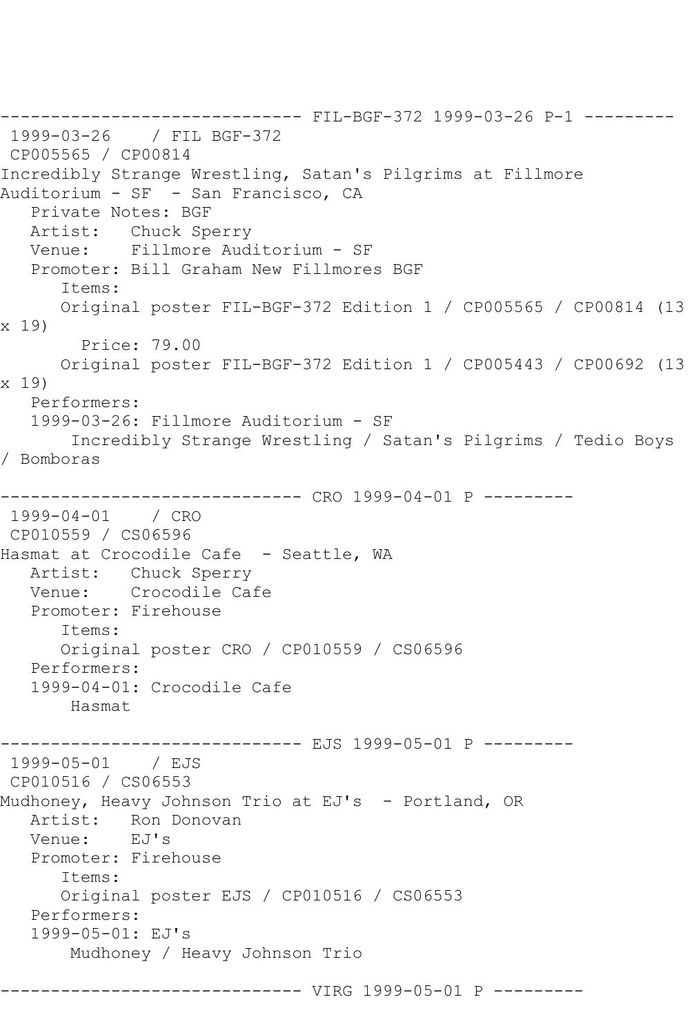------------------------------ FIL-BGF-372 1999-03-26 P-1 ---------

1999-03-26 / FIL BGF-372

CP005565 / CP00814

Incredibly Strange Wrestling, Satan's Pilgrims at Fillmore Auditorium - SF - San Francisco, CA

Private Notes: BGF

Artist: Chuck Sperry

Venue: Fillmore Auditorium - SF

Promoter: Bill Graham New Fillmores BGF

Items:

Original poster FIL-BGF-372 Edition 1 / CP005565 / CP00814 (13 x 19)

Price: 79.00

Original poster FIL-BGF-372 Edition 1 / CP005443 / CP00692 (13 x 19)

Performers:

1999-03-26: Fillmore Auditorium - SF

Incredibly Strange Wrestling / Satan's Pilgrims / Tedio Boys / Bomboras

------------------------------ CRO 1999-04-01 P ---------

1999-04-01 / CRO

CP010559 / CS06596

Hasmat at Crocodile Cafe - Seattle, WA

Artist: Chuck Sperry

Venue: Crocodile Cafe

Promoter: Firehouse

Items:

Original poster CRO / CP010559 / CS06596

Performers:

1999-04-01: Crocodile Cafe

Hasmat

------------------------------ EJS 1999-05-01 P ---------

1999-05-01 / EJS

CP010516 / CS06553

Mudhoney, Heavy Johnson Trio at EJ's - Portland, OR

Artist: Ron Donovan

Venue: EJ's

Promoter: Firehouse

Items:

Original poster EJS / CP010516 / CS06553

Performers:

1999-05-01: EJ's

Mudhoney / Heavy Johnson Trio

------------------------------ VIRG 1999-05-01 P ---------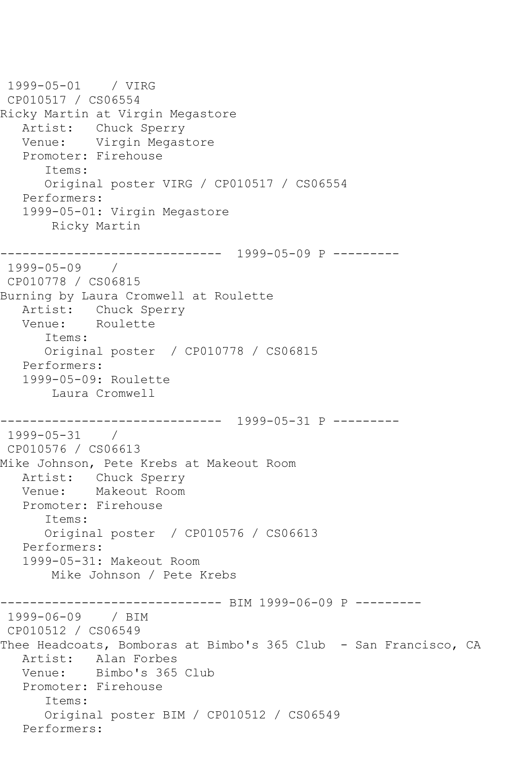```
1999-05-01    / VIRG
 CP010517 / CS06554
Ricky Martin at Virgin Megastore
   Artist:   Chuck Sperry
   Venue:    Virgin Megastore
   Promoter: Firehouse
      Items:
      Original poster VIRG / CP010517 / CS06554
   Performers:
   1999-05-01: Virgin Megastore
       Ricky Martin

------------------------------  1999-05-09 P ---------
 1999-05-09    /
 CP010778 / CS06815
Burning by Laura Cromwell at Roulette
   Artist:   Chuck Sperry
   Venue:    Roulette
      Items:
      Original poster  / CP010778 / CS06815
   Performers:
   1999-05-09: Roulette
       Laura Cromwell

------------------------------  1999-05-31 P ---------
 1999-05-31    /
 CP010576 / CS06613
Mike Johnson, Pete Krebs at Makeout Room
   Artist:   Chuck Sperry
   Venue:    Makeout Room
   Promoter: Firehouse
      Items:
      Original poster  / CP010576 / CS06613
   Performers:
   1999-05-31: Makeout Room
       Mike Johnson / Pete Krebs

------------------------------ BIM 1999-06-09 P ---------
 1999-06-09    / BIM
 CP010512 / CS06549
Thee Headcoats, Bomboras at Bimbo's 365 Club  - San Francisco, CA
   Artist:   Alan Forbes
   Venue:    Bimbo's 365 Club
   Promoter: Firehouse
      Items:
      Original poster BIM / CP010512 / CS06549
   Performers:
```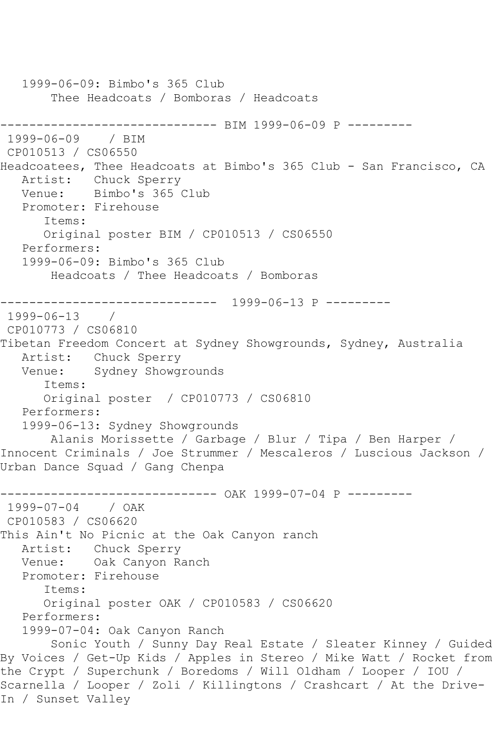1999-06-09: Bimbo's 365 Club
Thee Headcoats / Bomboras / Headcoats

------------------------------ BIM 1999-06-09 P ---------

1999-06-09 / BIM
CP010513 / CS06550

Headcoatees, Thee Headcoats at Bimbo's 365 Club - San Francisco, CA

Artist: Chuck Sperry
Venue: Bimbo's 365 Club
Promoter: Firehouse
Items:
Original poster BIM / CP010513 / CS06550
Performers:
1999-06-09: Bimbo's 365 Club
Headcoats / Thee Headcoats / Bomboras

------------------------------ 1999-06-13 P ---------

1999-06-13 /
CP010773 / CS06810

Tibetan Freedom Concert at Sydney Showgrounds, Sydney, Australia

Artist: Chuck Sperry
Venue: Sydney Showgrounds
Items:
Original poster / CP010773 / CS06810
Performers:
1999-06-13: Sydney Showgrounds
Alanis Morissette / Garbage / Blur / Tipa / Ben Harper / Innocent Criminals / Joe Strummer / Mescaleros / Luscious Jackson / Urban Dance Squad / Gang Chenpa

------------------------------ OAK 1999-07-04 P ---------

1999-07-04 / OAK
CP010583 / CS06620

This Ain't No Picnic at the Oak Canyon ranch

Artist: Chuck Sperry
Venue: Oak Canyon Ranch
Promoter: Firehouse
Items:
Original poster OAK / CP010583 / CS06620
Performers:
1999-07-04: Oak Canyon Ranch
Sonic Youth / Sunny Day Real Estate / Sleater Kinney / Guided By Voices / Get-Up Kids / Apples in Stereo / Mike Watt / Rocket from the Crypt / Superchunk / Boredoms / Will Oldham / Looper / IOU / Scarnella / Looper / Zoli / Killingtons / Crashcart / At the Drive-In / Sunset Valley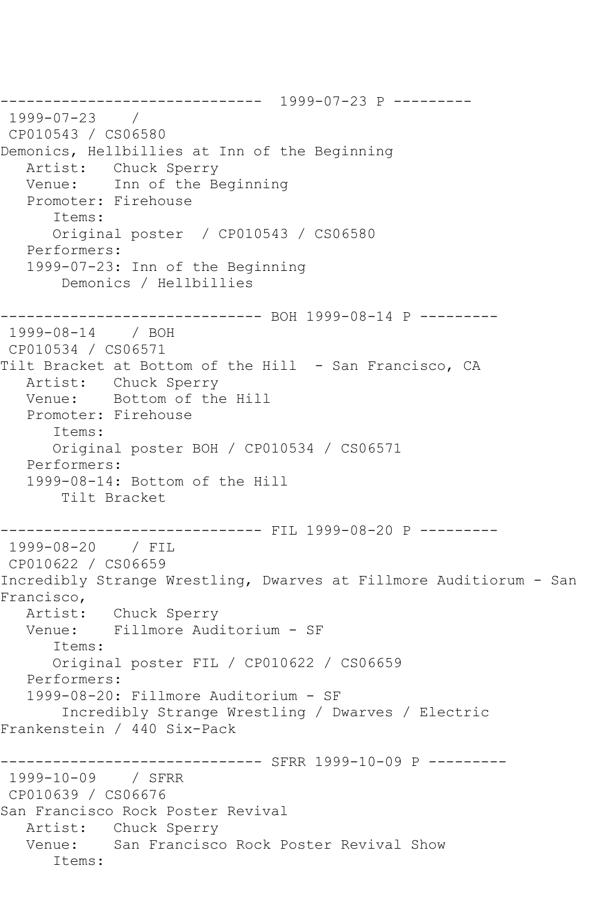------------------------------ 1999-07-23 P ---------
1999-07-23 /
CP010543 / CS06580
Demonics, Hellbillies at Inn of the Beginning
   Artist: Chuck Sperry
   Venue: Inn of the Beginning
   Promoter: Firehouse
      Items:
      Original poster / CP010543 / CS06580
   Performers:
   1999-07-23: Inn of the Beginning
       Demonics / Hellbillies

------------------------------ BOH 1999-08-14 P ---------
1999-08-14 / BOH
CP010534 / CS06571
Tilt Bracket at Bottom of the Hill - San Francisco, CA
   Artist: Chuck Sperry
   Venue: Bottom of the Hill
   Promoter: Firehouse
      Items:
      Original poster BOH / CP010534 / CS06571
   Performers:
   1999-08-14: Bottom of the Hill
       Tilt Bracket

------------------------------ FIL 1999-08-20 P ---------
1999-08-20 / FIL
CP010622 / CS06659
Incredibly Strange Wrestling, Dwarves at Fillmore Auditiorum - San Francisco,
   Artist: Chuck Sperry
   Venue: Fillmore Auditorium - SF
      Items:
      Original poster FIL / CP010622 / CS06659
   Performers:
   1999-08-20: Fillmore Auditorium - SF
       Incredibly Strange Wrestling / Dwarves / Electric Frankenstein / 440 Six-Pack

------------------------------ SFRR 1999-10-09 P ---------
1999-10-09 / SFRR
CP010639 / CS06676
San Francisco Rock Poster Revival
   Artist: Chuck Sperry
   Venue: San Francisco Rock Poster Revival Show
      Items: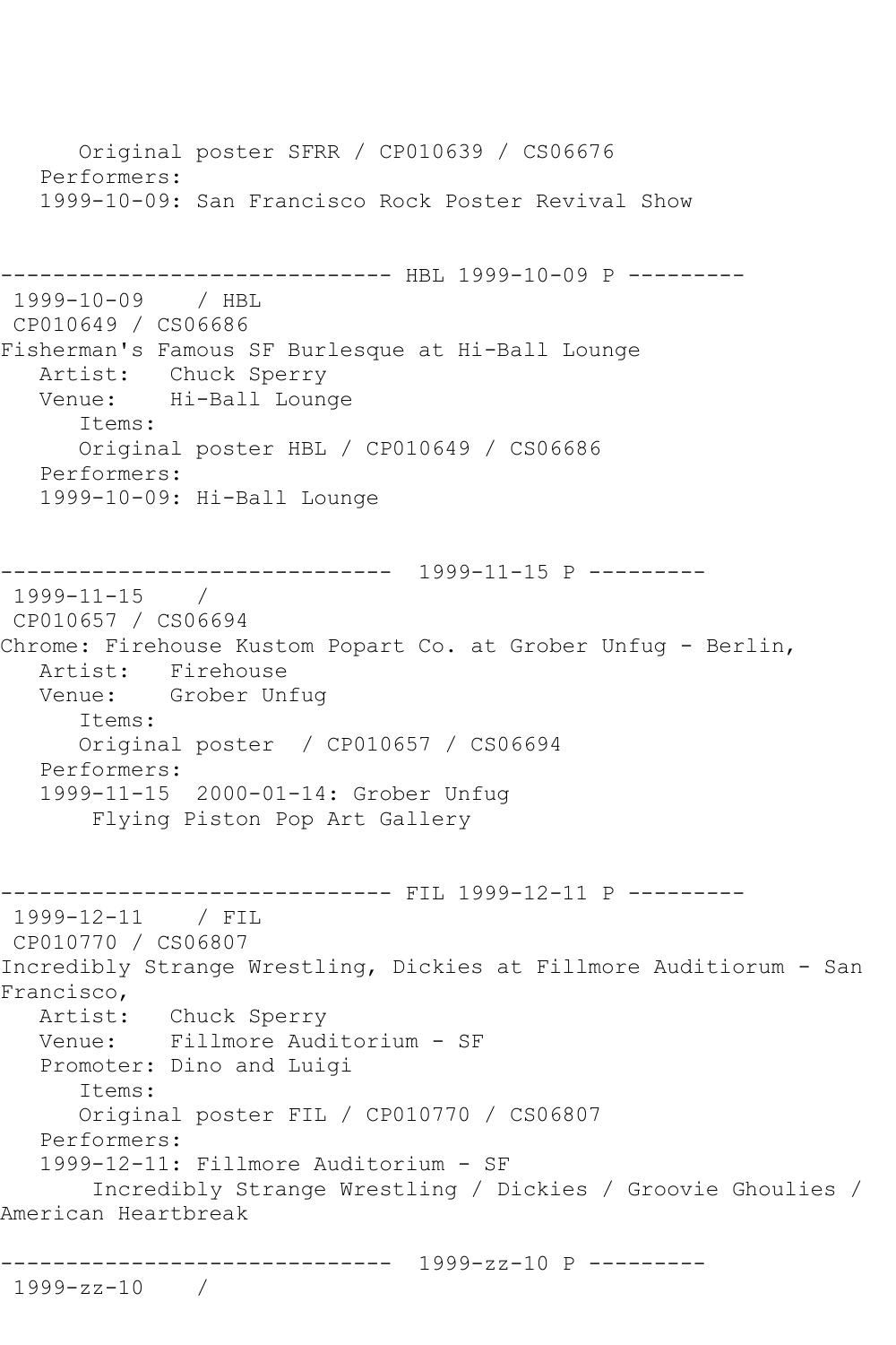```
      Original poster SFRR / CP010639 / CS06676
   Performers:
   1999-10-09: San Francisco Rock Poster Revival Show


------------------------------ HBL 1999-10-09 P ---------
 1999-10-09    / HBL
 CP010649 / CS06686
Fisherman's Famous SF Burlesque at Hi-Ball Lounge
   Artist:   Chuck Sperry
   Venue:    Hi-Ball Lounge
      Items:
      Original poster HBL / CP010649 / CS06686
   Performers:
   1999-10-09: Hi-Ball Lounge


------------------------------  1999-11-15 P ---------
 1999-11-15    /
 CP010657 / CS06694
Chrome: Firehouse Kustom Popart Co. at Grober Unfug - Berlin,
   Artist:   Firehouse
   Venue:    Grober Unfug
      Items:
      Original poster  / CP010657 / CS06694
   Performers:
   1999-11-15  2000-01-14: Grober Unfug
       Flying Piston Pop Art Gallery


------------------------------ FIL 1999-12-11 P ---------
 1999-12-11    / FIL
 CP010770 / CS06807
Incredibly Strange Wrestling, Dickies at Fillmore Auditiorum - San
Francisco,
   Artist:   Chuck Sperry
   Venue:    Fillmore Auditorium - SF
   Promoter: Dino and Luigi
      Items:
      Original poster FIL / CP010770 / CS06807
   Performers:
   1999-12-11: Fillmore Auditorium - SF
       Incredibly Strange Wrestling / Dickies / Groovie Ghoulies /
American Heartbreak

------------------------------  1999-zz-10 P ---------
 1999-zz-10    /
```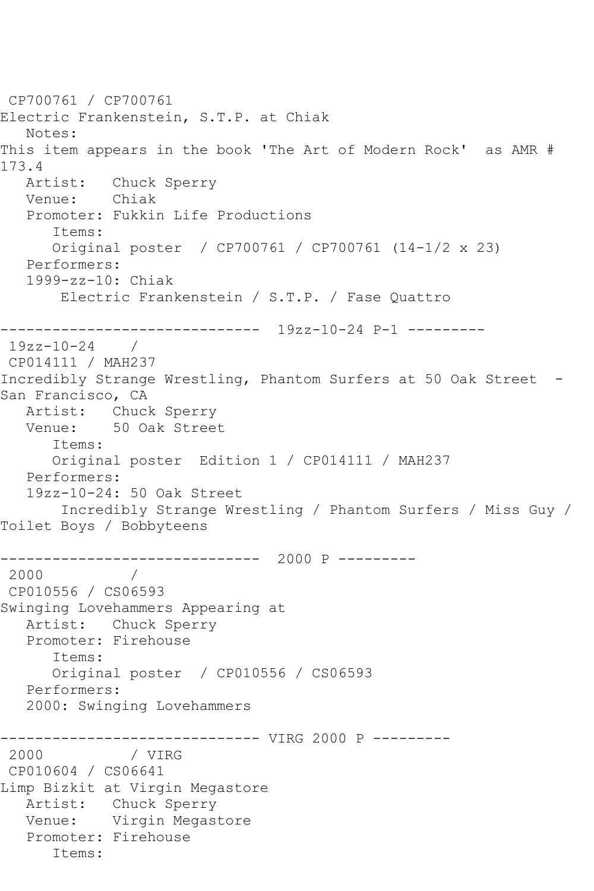CP700761 / CP700761
Electric Frankenstein, S.T.P. at Chiak
   Notes:
This item appears in the book 'The Art of Modern Rock'  as AMR # 173.4
   Artist:   Chuck Sperry
   Venue:    Chiak
   Promoter: Fukkin Life Productions
      Items:
      Original poster  / CP700761 / CP700761 (14-1/2 x 23)
   Performers:
   1999-zz-10: Chiak
       Electric Frankenstein / S.T.P. / Fase Quattro

------------------------------ 19zz-10-24 P-1 ---------
19zz-10-24    /
CP014111 / MAH237
Incredibly Strange Wrestling, Phantom Surfers at 50 Oak Street  - San Francisco, CA
   Artist:   Chuck Sperry
   Venue:    50 Oak Street
      Items:
      Original poster  Edition 1 / CP014111 / MAH237
   Performers:
   19zz-10-24: 50 Oak Street
       Incredibly Strange Wrestling / Phantom Surfers / Miss Guy / Toilet Boys / Bobbyteens

------------------------------ 2000 P ---------
2000          /
CP010556 / CS06593
Swinging Lovehammers Appearing at
   Artist:   Chuck Sperry
   Promoter: Firehouse
      Items:
      Original poster  / CP010556 / CS06593
   Performers:
   2000: Swinging Lovehammers

------------------------------ VIRG 2000 P ---------
2000          / VIRG
CP010604 / CS06641
Limp Bizkit at Virgin Megastore
   Artist:   Chuck Sperry
   Venue:    Virgin Megastore
   Promoter: Firehouse
      Items: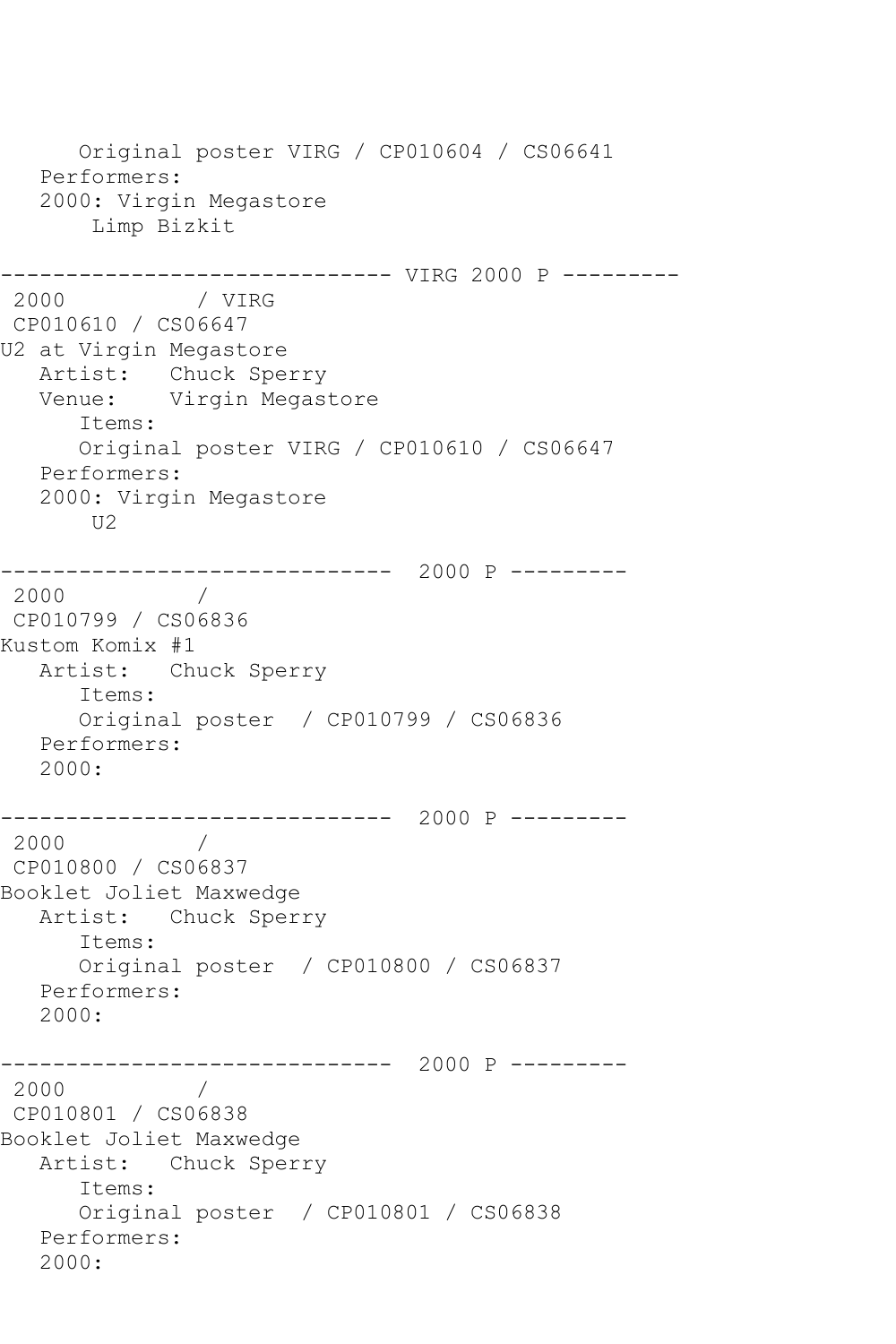```
      Original poster VIRG / CP010604 / CS06641
   Performers:
   2000: Virgin Megastore
       Limp Bizkit

------------------------------ VIRG 2000 P ---------
 2000          / VIRG
 CP010610 / CS06647
U2 at Virgin Megastore
   Artist:   Chuck Sperry
   Venue:    Virgin Megastore
      Items:
      Original poster VIRG / CP010610 / CS06647
   Performers:
   2000: Virgin Megastore
       U2

------------------------------  2000 P ---------
 2000          /
 CP010799 / CS06836
Kustom Komix #1
   Artist:   Chuck Sperry
      Items:
      Original poster  / CP010799 / CS06836
   Performers:
   2000:

------------------------------  2000 P ---------
 2000          /
 CP010800 / CS06837
Booklet Joliet Maxwedge
   Artist:   Chuck Sperry
      Items:
      Original poster  / CP010800 / CS06837
   Performers:
   2000:

------------------------------  2000 P ---------
 2000          /
 CP010801 / CS06838
Booklet Joliet Maxwedge
   Artist:   Chuck Sperry
      Items:
      Original poster  / CP010801 / CS06838
   Performers:
   2000:
```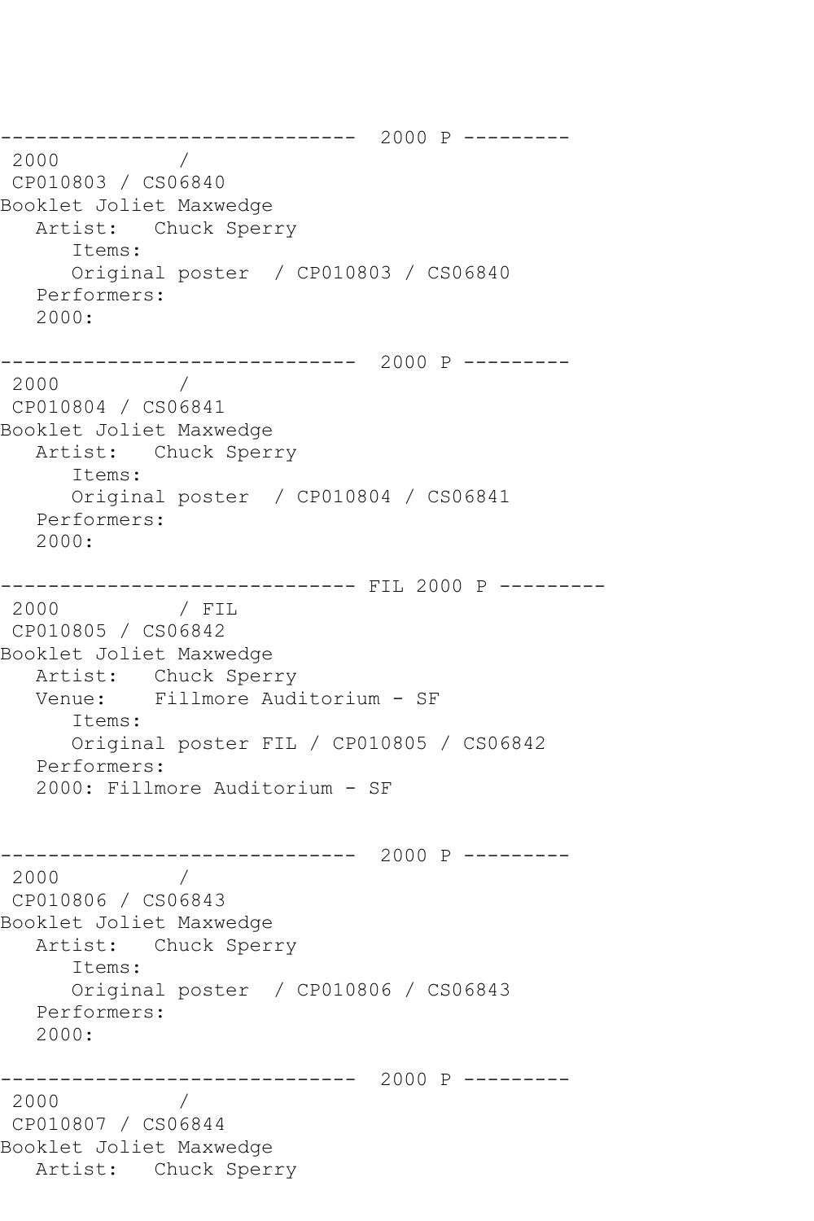```
------------------------------  2000 P ---------
 2000          /
 CP010803 / CS06840
Booklet Joliet Maxwedge
   Artist:   Chuck Sperry
      Items:
      Original poster  / CP010803 / CS06840
   Performers:
   2000:

------------------------------  2000 P ---------
 2000          /
 CP010804 / CS06841
Booklet Joliet Maxwedge
   Artist:   Chuck Sperry
      Items:
      Original poster  / CP010804 / CS06841
   Performers:
   2000:

------------------------------ FIL 2000 P ---------
 2000          / FIL
 CP010805 / CS06842
Booklet Joliet Maxwedge
   Artist:   Chuck Sperry
   Venue:    Fillmore Auditorium - SF
      Items:
      Original poster FIL / CP010805 / CS06842
   Performers:
   2000: Fillmore Auditorium - SF


------------------------------  2000 P ---------
 2000          /
 CP010806 / CS06843
Booklet Joliet Maxwedge
   Artist:   Chuck Sperry
      Items:
      Original poster  / CP010806 / CS06843
   Performers:
   2000:

------------------------------  2000 P ---------
 2000          /
 CP010807 / CS06844
Booklet Joliet Maxwedge
   Artist:   Chuck Sperry
```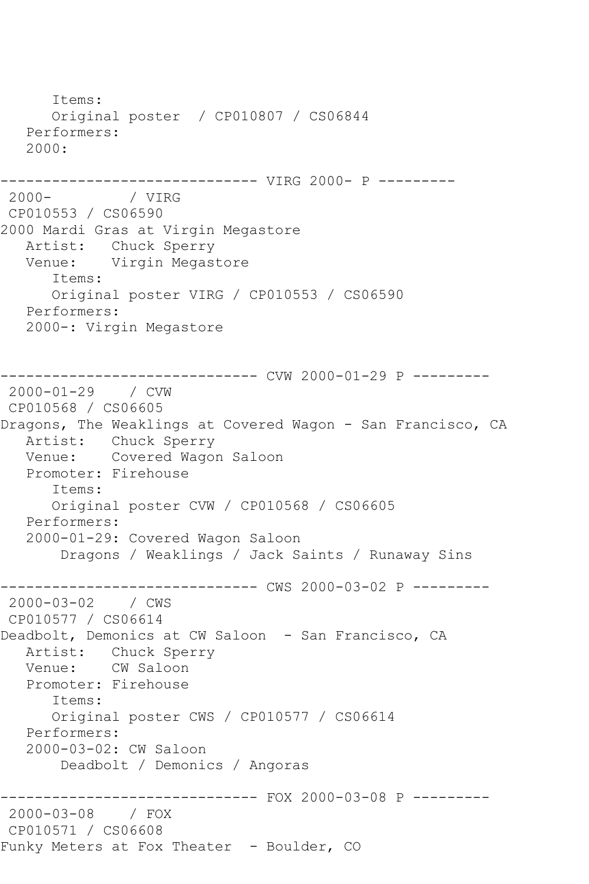```
      Items:
      Original poster  / CP010807 / CS06844
   Performers:
   2000:

------------------------------ VIRG 2000- P ---------
 2000-         / VIRG
 CP010553 / CS06590
2000 Mardi Gras at Virgin Megastore
   Artist:   Chuck Sperry
   Venue:    Virgin Megastore
      Items:
      Original poster VIRG / CP010553 / CS06590
   Performers:
   2000-: Virgin Megastore


------------------------------ CVW 2000-01-29 P ---------
 2000-01-29    / CVW
 CP010568 / CS06605
Dragons, The Weaklings at Covered Wagon - San Francisco, CA
   Artist:   Chuck Sperry
   Venue:    Covered Wagon Saloon
   Promoter: Firehouse
      Items:
      Original poster CVW / CP010568 / CS06605
   Performers:
   2000-01-29: Covered Wagon Saloon
       Dragons / Weaklings / Jack Saints / Runaway Sins

------------------------------ CWS 2000-03-02 P ---------
 2000-03-02    / CWS
 CP010577 / CS06614
Deadbolt, Demonics at CW Saloon  - San Francisco, CA
   Artist:   Chuck Sperry
   Venue:    CW Saloon
   Promoter: Firehouse
      Items:
      Original poster CWS / CP010577 / CS06614
   Performers:
   2000-03-02: CW Saloon
       Deadbolt / Demonics / Angoras

------------------------------ FOX 2000-03-08 P ---------
 2000-03-08    / FOX
 CP010571 / CS06608
Funky Meters at Fox Theater  - Boulder, CO
```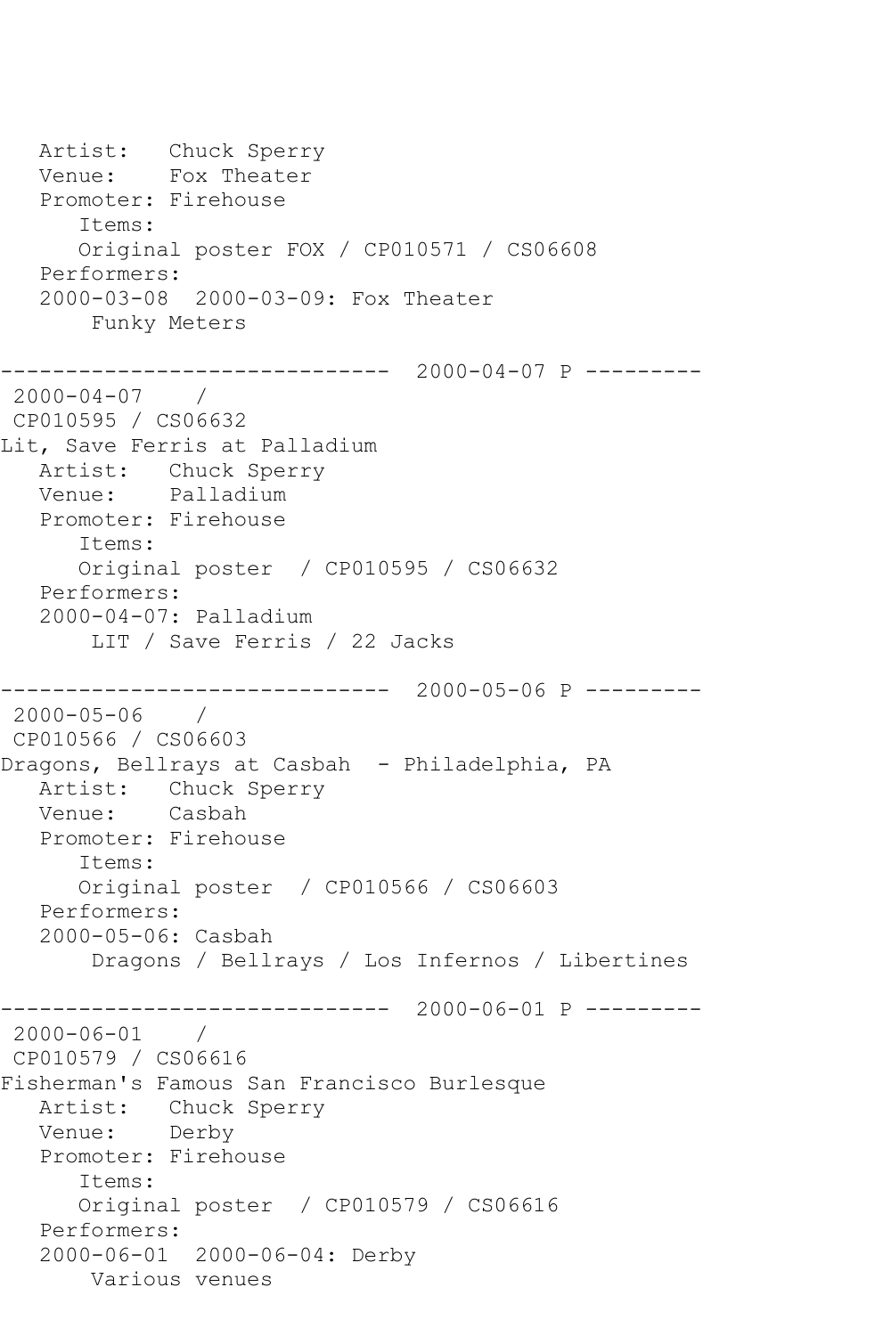```
   Artist:   Chuck Sperry
   Venue:    Fox Theater
   Promoter: Firehouse
      Items:
      Original poster FOX / CP010571 / CS06608
   Performers:
   2000-03-08  2000-03-09: Fox Theater
       Funky Meters

------------------------------  2000-04-07 P ---------
 2000-04-07    /
 CP010595 / CS06632
Lit, Save Ferris at Palladium
   Artist:   Chuck Sperry
   Venue:    Palladium
   Promoter: Firehouse
      Items:
      Original poster  / CP010595 / CS06632
   Performers:
   2000-04-07: Palladium
       LIT / Save Ferris / 22 Jacks

------------------------------  2000-05-06 P ---------
 2000-05-06    /
 CP010566 / CS06603
Dragons, Bellrays at Casbah  - Philadelphia, PA
   Artist:   Chuck Sperry
   Venue:    Casbah
   Promoter: Firehouse
      Items:
      Original poster  / CP010566 / CS06603
   Performers:
   2000-05-06: Casbah
       Dragons / Bellrays / Los Infernos / Libertines

------------------------------  2000-06-01 P ---------
 2000-06-01    /
 CP010579 / CS06616
Fisherman's Famous San Francisco Burlesque
   Artist:   Chuck Sperry
   Venue:    Derby
   Promoter: Firehouse
      Items:
      Original poster  / CP010579 / CS06616
   Performers:
   2000-06-01  2000-06-04: Derby
       Various venues
```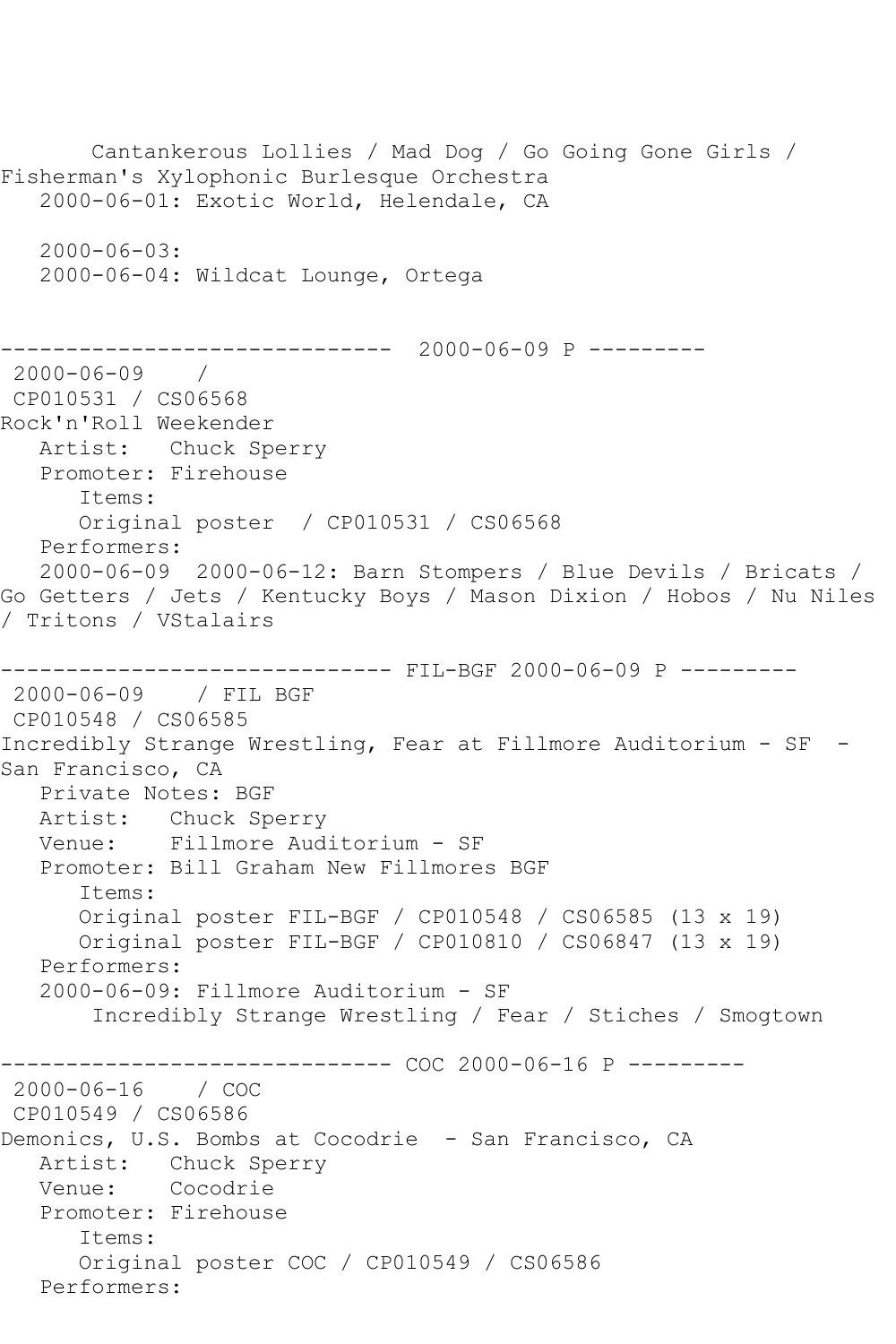Cantankerous Lollies / Mad Dog / Go Going Gone Girls / Fisherman's Xylophonic Burlesque Orchestra
2000-06-01: Exotic World, Helendale, CA

2000-06-03:
2000-06-04: Wildcat Lounge, Ortega

------------------------------ 2000-06-09 P ---------

2000-06-09 /
CP010531 / CS06568
Rock'n'Roll Weekender
Artist: Chuck Sperry
Promoter: Firehouse
Items:
Original poster / CP010531 / CS06568
Performers:
2000-06-09 2000-06-12: Barn Stompers / Blue Devils / Bricats / Go Getters / Jets / Kentucky Boys / Mason Dixion / Hobos / Nu Niles / Tritons / VStalairs

------------------------------ FIL-BGF 2000-06-09 P ---------

2000-06-09 / FIL BGF
CP010548 / CS06585
Incredibly Strange Wrestling, Fear at Fillmore Auditorium - SF - San Francisco, CA
Private Notes: BGF
Artist: Chuck Sperry
Venue: Fillmore Auditorium - SF
Promoter: Bill Graham New Fillmores BGF
Items:
Original poster FIL-BGF / CP010548 / CS06585 (13 x 19)
Original poster FIL-BGF / CP010810 / CS06847 (13 x 19)
Performers:
2000-06-09: Fillmore Auditorium - SF
Incredibly Strange Wrestling / Fear / Stiches / Smogtown

------------------------------ COC 2000-06-16 P ---------

2000-06-16 / COC
CP010549 / CS06586
Demonics, U.S. Bombs at Cocodrie - San Francisco, CA
Artist: Chuck Sperry
Venue: Cocodrie
Promoter: Firehouse
Items:
Original poster COC / CP010549 / CS06586
Performers: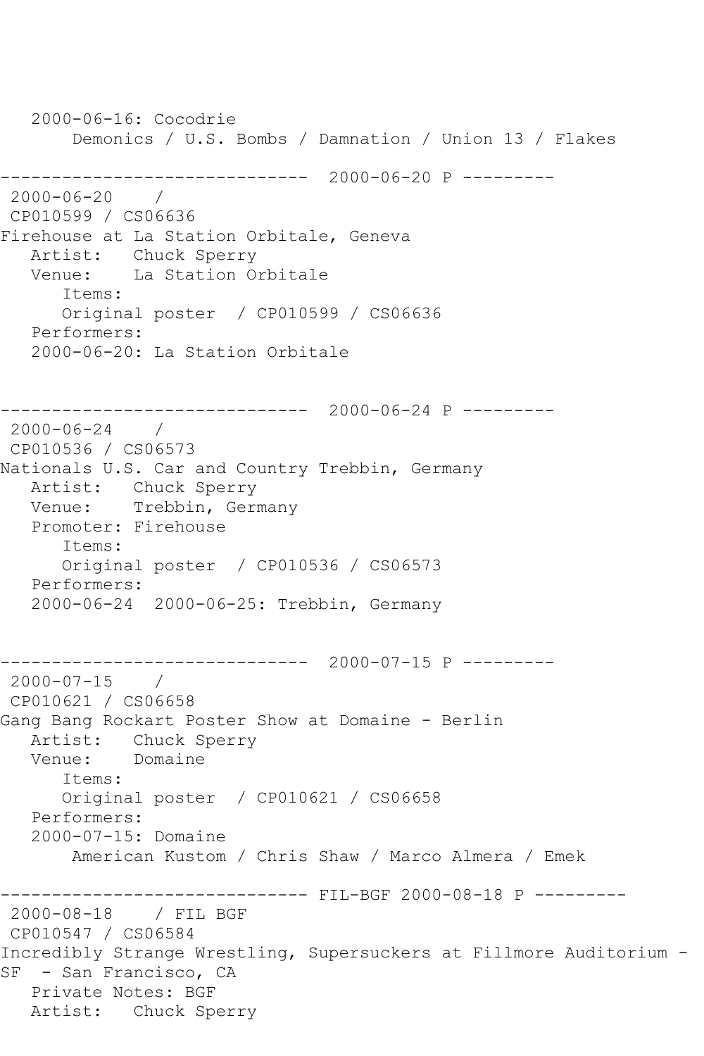```
   2000-06-16: Cocodrie
       Demonics / U.S. Bombs / Damnation / Union 13 / Flakes

------------------------------  2000-06-20 P ---------
 2000-06-20    /
 CP010599 / CS06636
Firehouse at La Station Orbitale, Geneva
   Artist:   Chuck Sperry
   Venue:    La Station Orbitale
      Items:
      Original poster  / CP010599 / CS06636
   Performers:
   2000-06-20: La Station Orbitale


------------------------------  2000-06-24 P ---------
 2000-06-24    /
 CP010536 / CS06573
Nationals U.S. Car and Country Trebbin, Germany
   Artist:   Chuck Sperry
   Venue:    Trebbin, Germany
   Promoter: Firehouse
      Items:
      Original poster  / CP010536 / CS06573
   Performers:
   2000-06-24  2000-06-25: Trebbin, Germany


------------------------------  2000-07-15 P ---------
 2000-07-15    /
 CP010621 / CS06658
Gang Bang Rockart Poster Show at Domaine - Berlin
   Artist:   Chuck Sperry
   Venue:    Domaine
      Items:
      Original poster  / CP010621 / CS06658
   Performers:
   2000-07-15: Domaine
       American Kustom / Chris Shaw / Marco Almera / Emek

------------------------------ FIL-BGF 2000-08-18 P ---------
 2000-08-18    / FIL BGF
 CP010547 / CS06584
Incredibly Strange Wrestling, Supersuckers at Fillmore Auditorium -
SF  - San Francisco, CA
   Private Notes: BGF
   Artist:   Chuck Sperry
```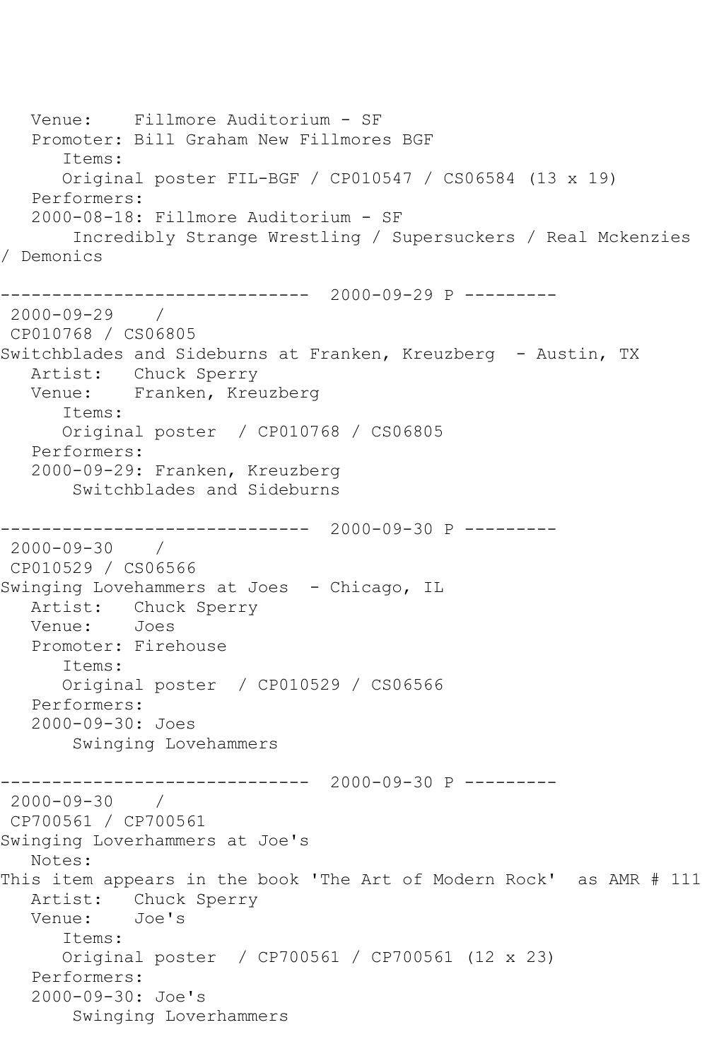Venue: Fillmore Auditorium - SF
Promoter: Bill Graham New Fillmores BGF
Items:
Original poster FIL-BGF / CP010547 / CS06584 (13 x 19)
Performers:
2000-08-18: Fillmore Auditorium - SF
Incredibly Strange Wrestling / Supersuckers / Real Mckenzies / Demonics

------------------------------ 2000-09-29 P ---------
2000-09-29 /
CP010768 / CS06805
Switchblades and Sideburns at Franken, Kreuzberg - Austin, TX
Artist: Chuck Sperry
Venue: Franken, Kreuzberg
Items:
Original poster / CP010768 / CS06805
Performers:
2000-09-29: Franken, Kreuzberg
Switchblades and Sideburns

------------------------------ 2000-09-30 P ---------
2000-09-30 /
CP010529 / CS06566
Swinging Lovehammers at Joes - Chicago, IL
Artist: Chuck Sperry
Venue: Joes
Promoter: Firehouse
Items:
Original poster / CP010529 / CS06566
Performers:
2000-09-30: Joes
Swinging Lovehammers

------------------------------ 2000-09-30 P ---------
2000-09-30 /
CP700561 / CP700561
Swinging Loverhammers at Joe's
Notes:
This item appears in the book 'The Art of Modern Rock' as AMR # 111
Artist: Chuck Sperry
Venue: Joe's
Items:
Original poster / CP700561 / CP700561 (12 x 23)
Performers:
2000-09-30: Joe's
Swinging Loverhammers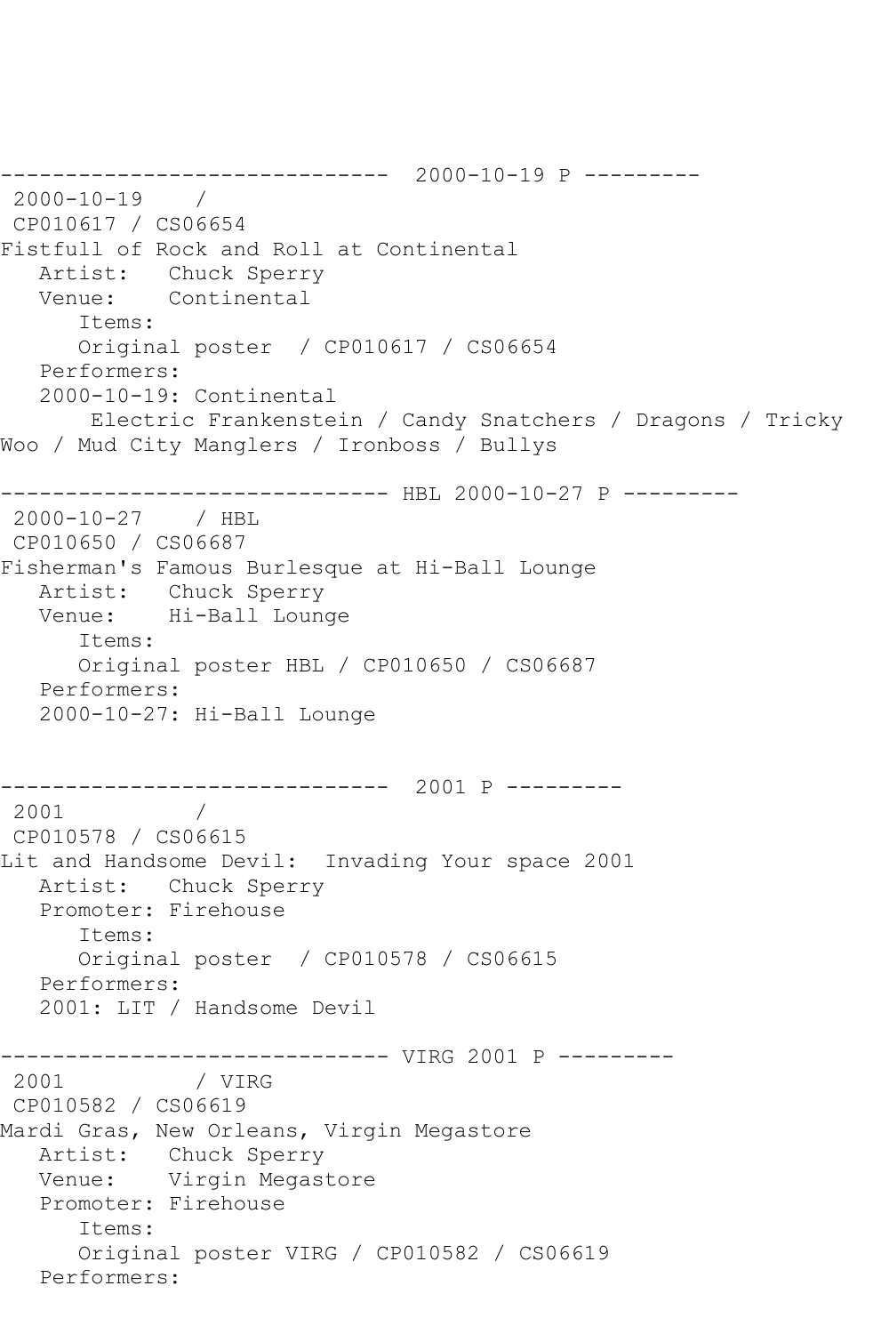```
------------------------------  2000-10-19 P ---------
 2000-10-19    /
 CP010617 / CS06654
Fistfull of Rock and Roll at Continental
   Artist:   Chuck Sperry
   Venue:    Continental
      Items:
      Original poster  / CP010617 / CS06654
   Performers:
   2000-10-19: Continental
       Electric Frankenstein / Candy Snatchers / Dragons / Tricky
Woo / Mud City Manglers / Ironboss / Bullys

------------------------------ HBL 2000-10-27 P ---------
 2000-10-27    / HBL
 CP010650 / CS06687
Fisherman's Famous Burlesque at Hi-Ball Lounge
   Artist:   Chuck Sperry
   Venue:    Hi-Ball Lounge
      Items:
      Original poster HBL / CP010650 / CS06687
   Performers:
   2000-10-27: Hi-Ball Lounge


------------------------------  2001 P ---------
 2001          /
 CP010578 / CS06615
Lit and Handsome Devil:  Invading Your space 2001
   Artist:   Chuck Sperry
   Promoter: Firehouse
      Items:
      Original poster  / CP010578 / CS06615
   Performers:
   2001: LIT / Handsome Devil

------------------------------ VIRG 2001 P ---------
 2001          / VIRG
 CP010582 / CS06619
Mardi Gras, New Orleans, Virgin Megastore
   Artist:   Chuck Sperry
   Venue:    Virgin Megastore
   Promoter: Firehouse
      Items:
      Original poster VIRG / CP010582 / CS06619
   Performers:
```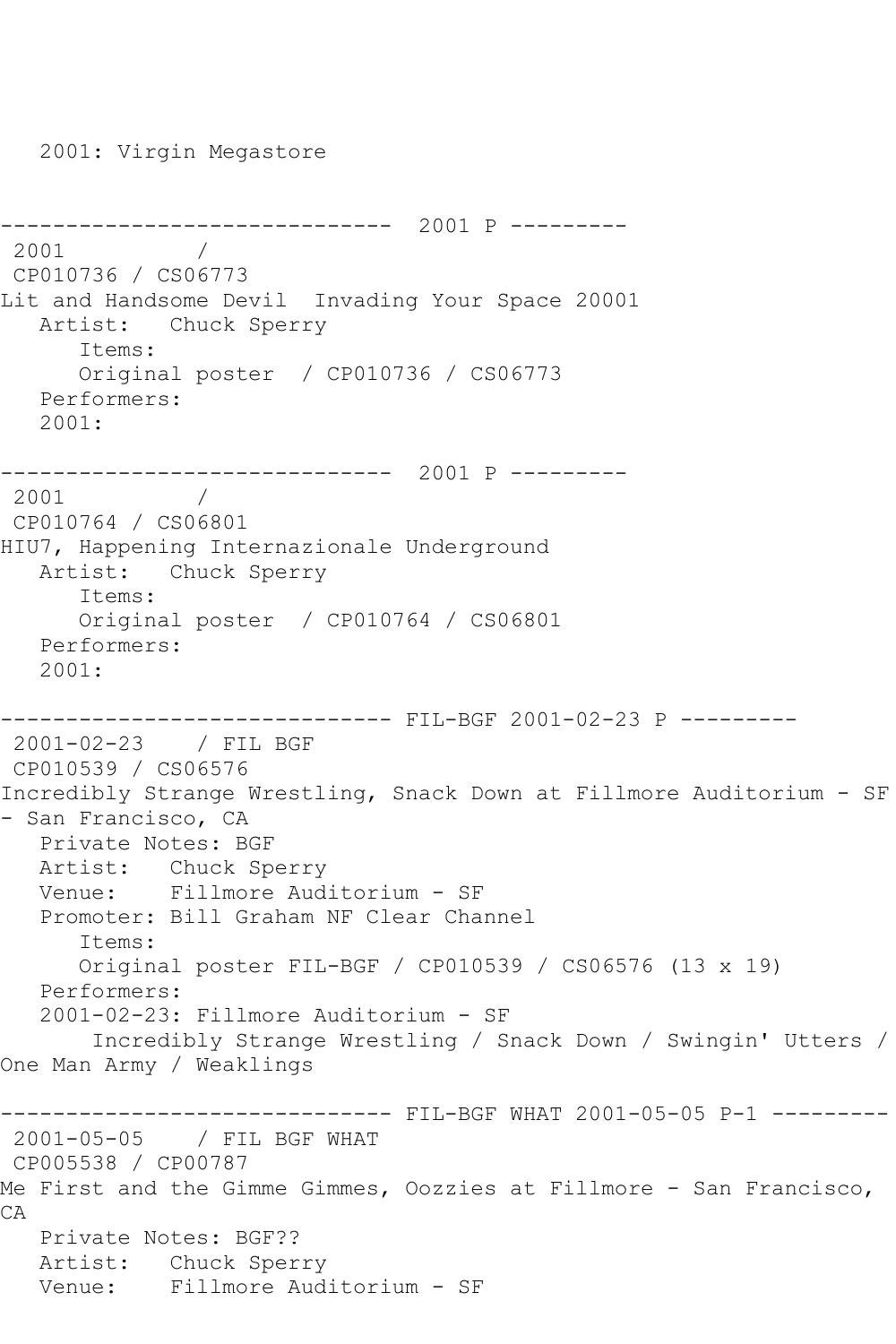2001: Virgin Megastore

```
------------------------------  2001 P ---------
 2001          / 
 CP010736 / CS06773
Lit and Handsome Devil  Invading Your Space 20001
   Artist:   Chuck Sperry
      Items:
      Original poster  / CP010736 / CS06773
   Performers:
   2001:

------------------------------  2001 P ---------
 2001          / 
 CP010764 / CS06801
HIU7, Happening Internazionale Underground
   Artist:   Chuck Sperry
      Items:
      Original poster  / CP010764 / CS06801
   Performers:
   2001:

------------------------------ FIL-BGF 2001-02-23 P ---------
 2001-02-23    / FIL BGF
 CP010539 / CS06576
Incredibly Strange Wrestling, Snack Down at Fillmore Auditorium - SF
- San Francisco, CA
   Private Notes: BGF
   Artist:   Chuck Sperry
   Venue:    Fillmore Auditorium - SF
   Promoter: Bill Graham NF Clear Channel
      Items:
      Original poster FIL-BGF / CP010539 / CS06576 (13 x 19)
   Performers:
   2001-02-23: Fillmore Auditorium - SF
       Incredibly Strange Wrestling / Snack Down / Swingin' Utters /
One Man Army / Weaklings

------------------------------ FIL-BGF WHAT 2001-05-05 P-1 ---------
 2001-05-05    / FIL BGF WHAT
 CP005538 / CP00787
Me First and the Gimme Gimmes, Oozzies at Fillmore - San Francisco,
CA
   Private Notes: BGF??
   Artist:   Chuck Sperry
   Venue:    Fillmore Auditorium - SF
```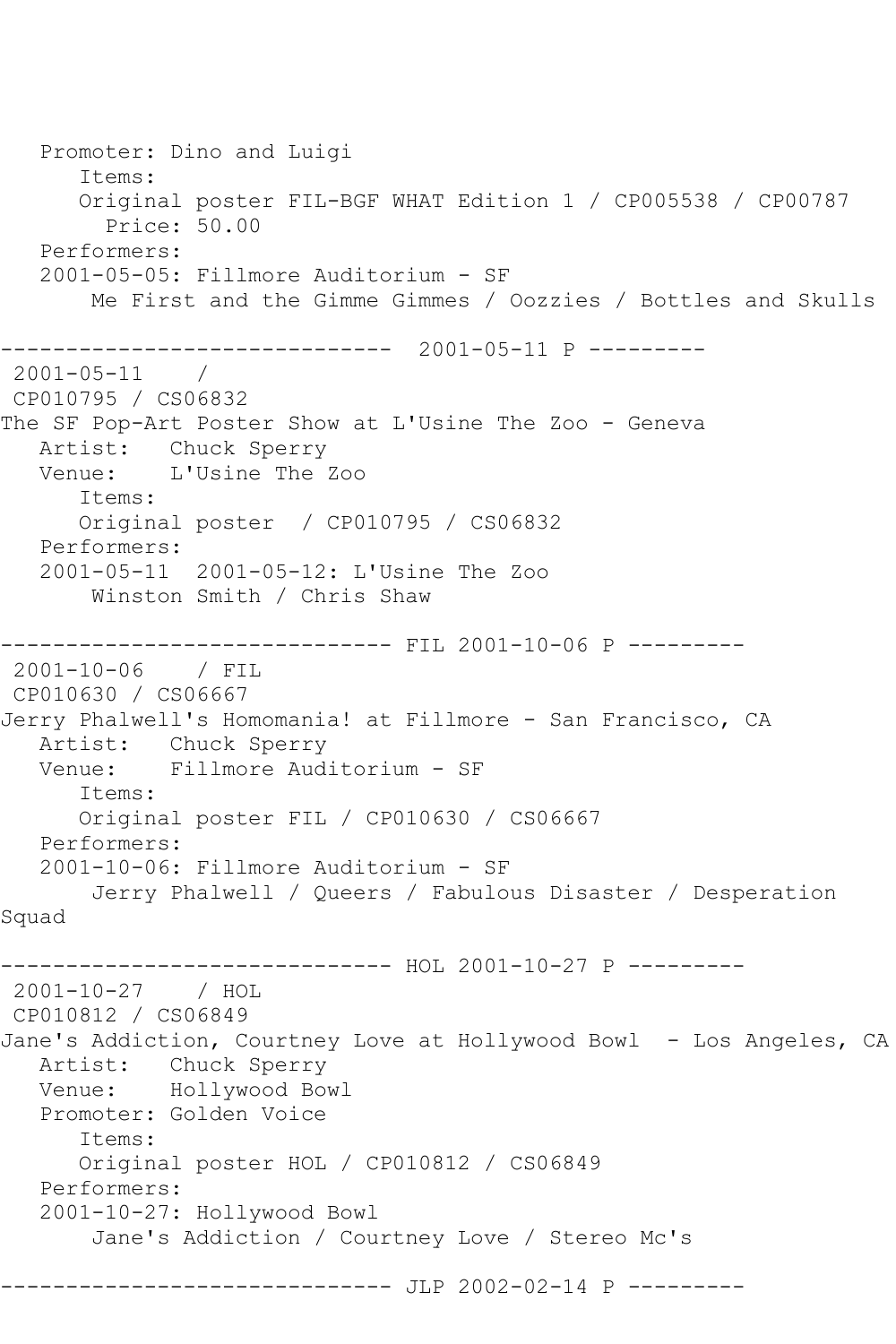```
   Promoter: Dino and Luigi
      Items:
      Original poster FIL-BGF WHAT Edition 1 / CP005538 / CP00787
        Price: 50.00
   Performers:
   2001-05-05: Fillmore Auditorium - SF
       Me First and the Gimme Gimmes / Oozzies / Bottles and Skulls

------------------------------  2001-05-11 P ---------
 2001-05-11    /
 CP010795 / CS06832
The SF Pop-Art Poster Show at L'Usine The Zoo - Geneva
   Artist:   Chuck Sperry
   Venue:    L'Usine The Zoo
      Items:
      Original poster  / CP010795 / CS06832
   Performers:
   2001-05-11  2001-05-12: L'Usine The Zoo
       Winston Smith / Chris Shaw

------------------------------ FIL 2001-10-06 P ---------
 2001-10-06    / FIL
 CP010630 / CS06667
Jerry Phalwell's Homomania! at Fillmore - San Francisco, CA
   Artist:   Chuck Sperry
   Venue:    Fillmore Auditorium - SF
      Items:
      Original poster FIL / CP010630 / CS06667
   Performers:
   2001-10-06: Fillmore Auditorium - SF
       Jerry Phalwell / Queers / Fabulous Disaster / Desperation
Squad

------------------------------ HOL 2001-10-27 P ---------
 2001-10-27    / HOL
 CP010812 / CS06849
Jane's Addiction, Courtney Love at Hollywood Bowl  - Los Angeles, CA
   Artist:   Chuck Sperry
   Venue:    Hollywood Bowl
   Promoter: Golden Voice
      Items:
      Original poster HOL / CP010812 / CS06849
   Performers:
   2001-10-27: Hollywood Bowl
       Jane's Addiction / Courtney Love / Stereo Mc's

------------------------------ JLP 2002-02-14 P ---------
```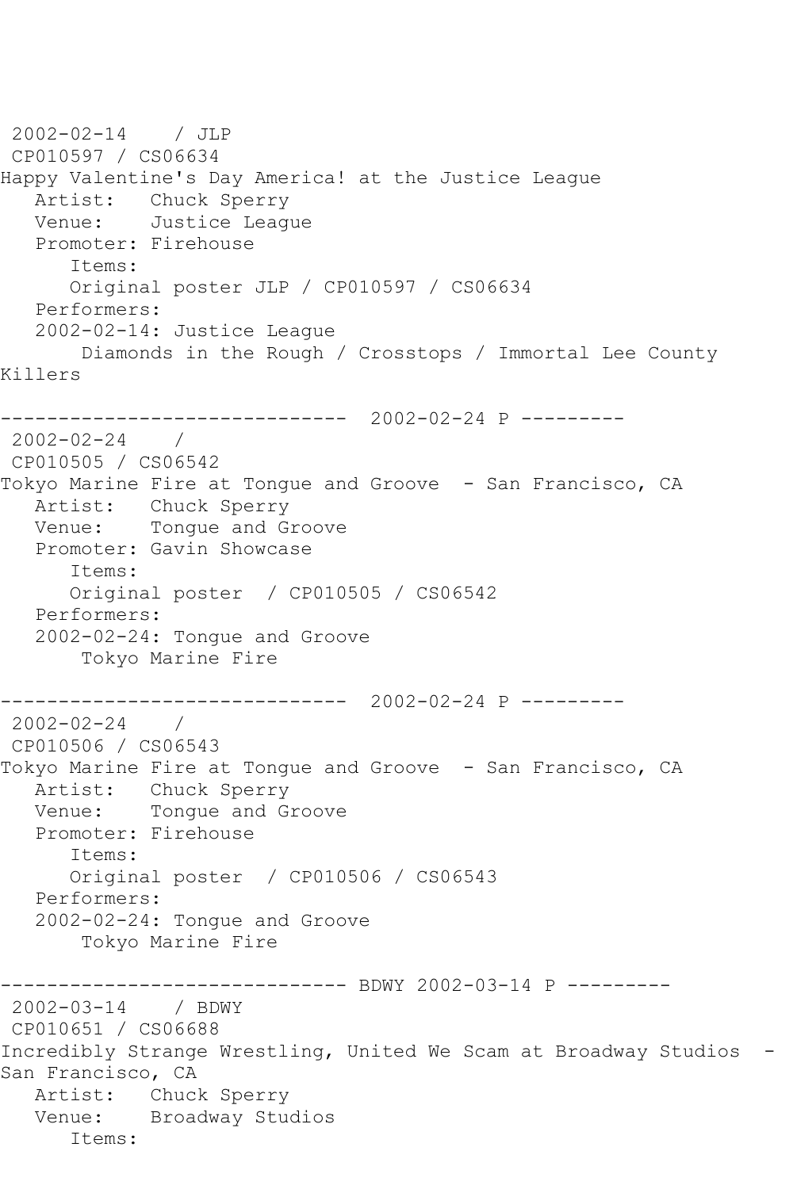2002-02-14    / JLP
CP010597 / CS06634
Happy Valentine's Day America! at the Justice League
   Artist:   Chuck Sperry
   Venue:    Justice League
   Promoter: Firehouse
      Items:
      Original poster JLP / CP010597 / CS06634
   Performers:
   2002-02-14: Justice League
       Diamonds in the Rough / Crosstops / Immortal Lee County Killers

------------------------------  2002-02-24 P ---------
2002-02-24    /
CP010505 / CS06542
Tokyo Marine Fire at Tongue and Groove  - San Francisco, CA
   Artist:   Chuck Sperry
   Venue:    Tongue and Groove
   Promoter: Gavin Showcase
      Items:
      Original poster  / CP010505 / CS06542
   Performers:
   2002-02-24: Tongue and Groove
       Tokyo Marine Fire

------------------------------  2002-02-24 P ---------
2002-02-24    /
CP010506 / CS06543
Tokyo Marine Fire at Tongue and Groove  - San Francisco, CA
   Artist:   Chuck Sperry
   Venue:    Tongue and Groove
   Promoter: Firehouse
      Items:
      Original poster  / CP010506 / CS06543
   Performers:
   2002-02-24: Tongue and Groove
       Tokyo Marine Fire

------------------------------ BDWY 2002-03-14 P ---------
2002-03-14    / BDWY
CP010651 / CS06688
Incredibly Strange Wrestling, United We Scam at Broadway Studios  - San Francisco, CA
   Artist:   Chuck Sperry
   Venue:    Broadway Studios
      Items: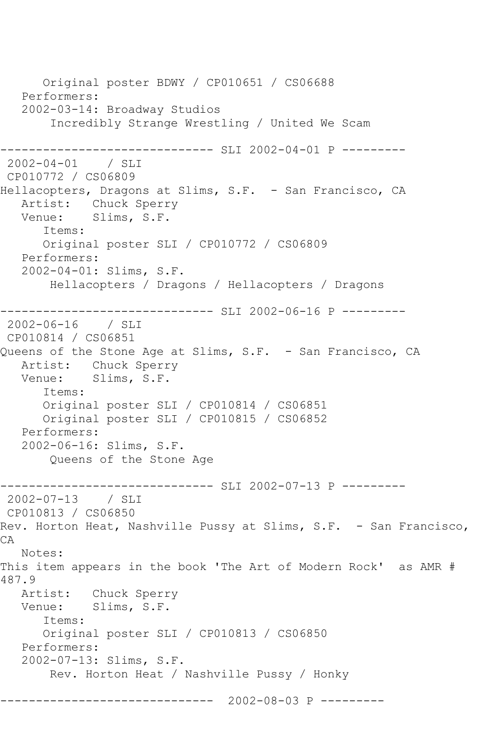Original poster BDWY / CP010651 / CS06688
Performers:
2002-03-14: Broadway Studios
Incredibly Strange Wrestling / United We Scam

------------------------------ SLI 2002-04-01 P ---------

2002-04-01 / SLI
CP010772 / CS06809
Hellacopters, Dragons at Slims, S.F. - San Francisco, CA
Artist: Chuck Sperry
Venue: Slims, S.F.
Items:
Original poster SLI / CP010772 / CS06809
Performers:
2002-04-01: Slims, S.F.
Hellacopters / Dragons / Hellacopters / Dragons

------------------------------ SLI 2002-06-16 P ---------

2002-06-16 / SLI
CP010814 / CS06851
Queens of the Stone Age at Slims, S.F. - San Francisco, CA
Artist: Chuck Sperry
Venue: Slims, S.F.
Items:
Original poster SLI / CP010814 / CS06851
Original poster SLI / CP010815 / CS06852
Performers:
2002-06-16: Slims, S.F.
Queens of the Stone Age

------------------------------ SLI 2002-07-13 P ---------

2002-07-13 / SLI
CP010813 / CS06850
Rev. Horton Heat, Nashville Pussy at Slims, S.F. - San Francisco, CA
Notes:
This item appears in the book 'The Art of Modern Rock' as AMR # 487.9
Artist: Chuck Sperry
Venue: Slims, S.F.
Items:
Original poster SLI / CP010813 / CS06850
Performers:
2002-07-13: Slims, S.F.
Rev. Horton Heat / Nashville Pussy / Honky

------------------------------ 2002-08-03 P ---------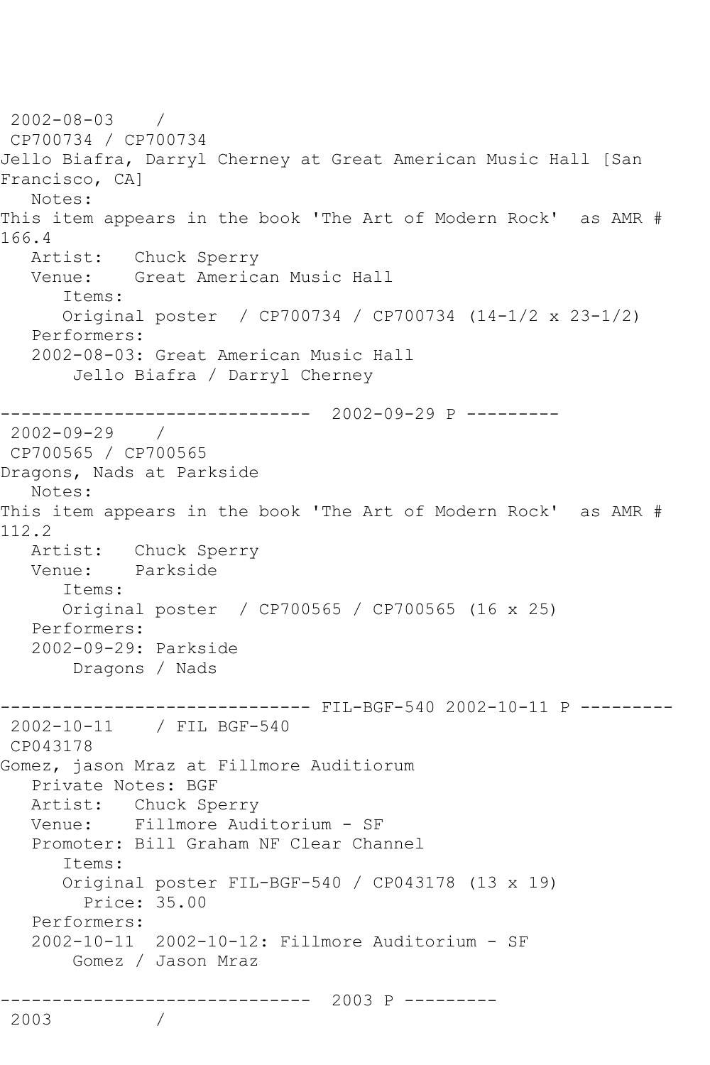```
2002-08-03    /
 CP700734 / CP700734
Jello Biafra, Darryl Cherney at Great American Music Hall [San
Francisco, CA]
   Notes:
This item appears in the book 'The Art of Modern Rock'  as AMR #
166.4
   Artist:   Chuck Sperry
   Venue:    Great American Music Hall
      Items:
      Original poster  / CP700734 / CP700734 (14-1/2 x 23-1/2)
   Performers:
   2002-08-03: Great American Music Hall
       Jello Biafra / Darryl Cherney

------------------------------  2002-09-29 P ---------
 2002-09-29    /
 CP700565 / CP700565
Dragons, Nads at Parkside
   Notes:
This item appears in the book 'The Art of Modern Rock'  as AMR #
112.2
   Artist:   Chuck Sperry
   Venue:    Parkside
      Items:
      Original poster  / CP700565 / CP700565 (16 x 25)
   Performers:
   2002-09-29: Parkside
       Dragons / Nads

------------------------------ FIL-BGF-540 2002-10-11 P ---------
 2002-10-11    / FIL BGF-540
 CP043178
Gomez, jason Mraz at Fillmore Auditiorum
   Private Notes: BGF
   Artist:   Chuck Sperry
   Venue:    Fillmore Auditorium - SF
   Promoter: Bill Graham NF Clear Channel
      Items:
      Original poster FIL-BGF-540 / CP043178 (13 x 19)
        Price: 35.00
   Performers:
   2002-10-11  2002-10-12: Fillmore Auditorium - SF
       Gomez / Jason Mraz

------------------------------  2003 P ---------
 2003          /
```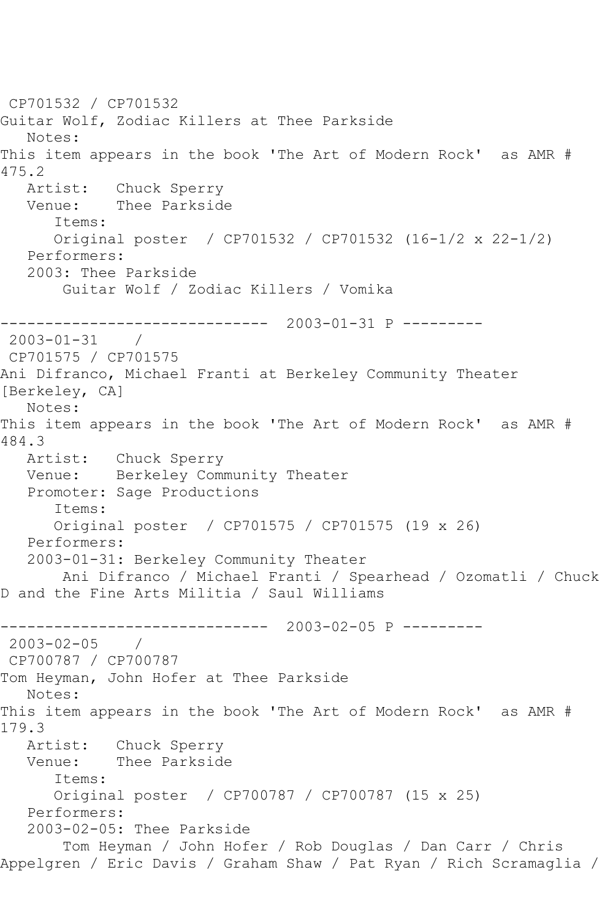CP701532 / CP701532
Guitar Wolf, Zodiac Killers at Thee Parkside
Notes:
This item appears in the book 'The Art of Modern Rock' as AMR # 475.2
Artist: Chuck Sperry
Venue: Thee Parkside
Items:
Original poster / CP701532 / CP701532 (16-1/2 x 22-1/2)
Performers:
2003: Thee Parkside
Guitar Wolf / Zodiac Killers / Vomika

------------------------------ 2003-01-31 P ---------
2003-01-31 /
CP701575 / CP701575
Ani Difranco, Michael Franti at Berkeley Community Theater [Berkeley, CA]
Notes:
This item appears in the book 'The Art of Modern Rock' as AMR # 484.3
Artist: Chuck Sperry
Venue: Berkeley Community Theater
Promoter: Sage Productions
Items:
Original poster / CP701575 / CP701575 (19 x 26)
Performers:
2003-01-31: Berkeley Community Theater
Ani Difranco / Michael Franti / Spearhead / Ozomatli / Chuck D and the Fine Arts Militia / Saul Williams

------------------------------ 2003-02-05 P ---------
2003-02-05 /
CP700787 / CP700787
Tom Heyman, John Hofer at Thee Parkside
Notes:
This item appears in the book 'The Art of Modern Rock' as AMR # 179.3
Artist: Chuck Sperry
Venue: Thee Parkside
Items:
Original poster / CP700787 / CP700787 (15 x 25)
Performers:
2003-02-05: Thee Parkside
Tom Heyman / John Hofer / Rob Douglas / Dan Carr / Chris Appelgren / Eric Davis / Graham Shaw / Pat Ryan / Rich Scramaglia /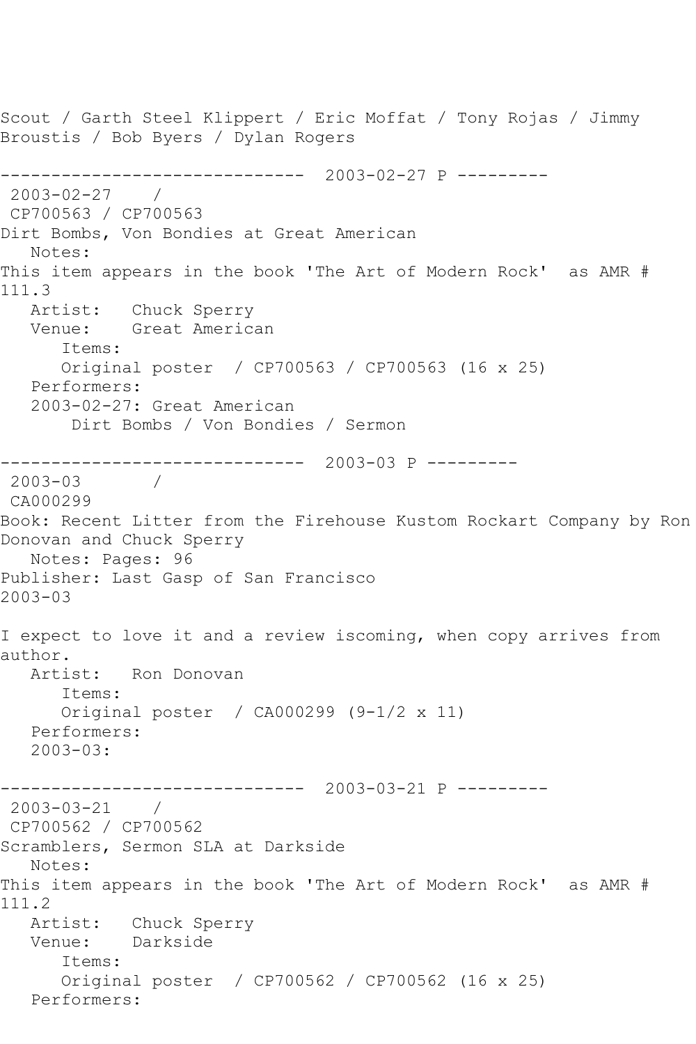Scout / Garth Steel Klippert / Eric Moffat / Tony Rojas / Jimmy Broustis / Bob Byers / Dylan Rogers

------------------------------ 2003-02-27 P ---------

2003-02-27 /

CP700563 / CP700563

Dirt Bombs, Von Bondies at Great American

Notes:

This item appears in the book 'The Art of Modern Rock' as AMR # 111.3

Artist: Chuck Sperry

Venue: Great American

Items:

Original poster / CP700563 / CP700563 (16 x 25)

Performers:

2003-02-27: Great American

Dirt Bombs / Von Bondies / Sermon

------------------------------ 2003-03 P ---------

2003-03 /

CA000299

Book: Recent Litter from the Firehouse Kustom Rockart Company by Ron Donovan and Chuck Sperry

Notes: Pages: 96

Publisher: Last Gasp of San Francisco

2003-03

I expect to love it and a review iscoming, when copy arrives from author.

Artist: Ron Donovan

Items:

Original poster / CA000299 (9-1/2 x 11)

Performers:

2003-03:

------------------------------ 2003-03-21 P ---------

2003-03-21 /

CP700562 / CP700562

Scramblers, Sermon SLA at Darkside

Notes:

This item appears in the book 'The Art of Modern Rock' as AMR # 111.2

Artist: Chuck Sperry

Venue: Darkside

Items:

Original poster / CP700562 / CP700562 (16 x 25)

Performers: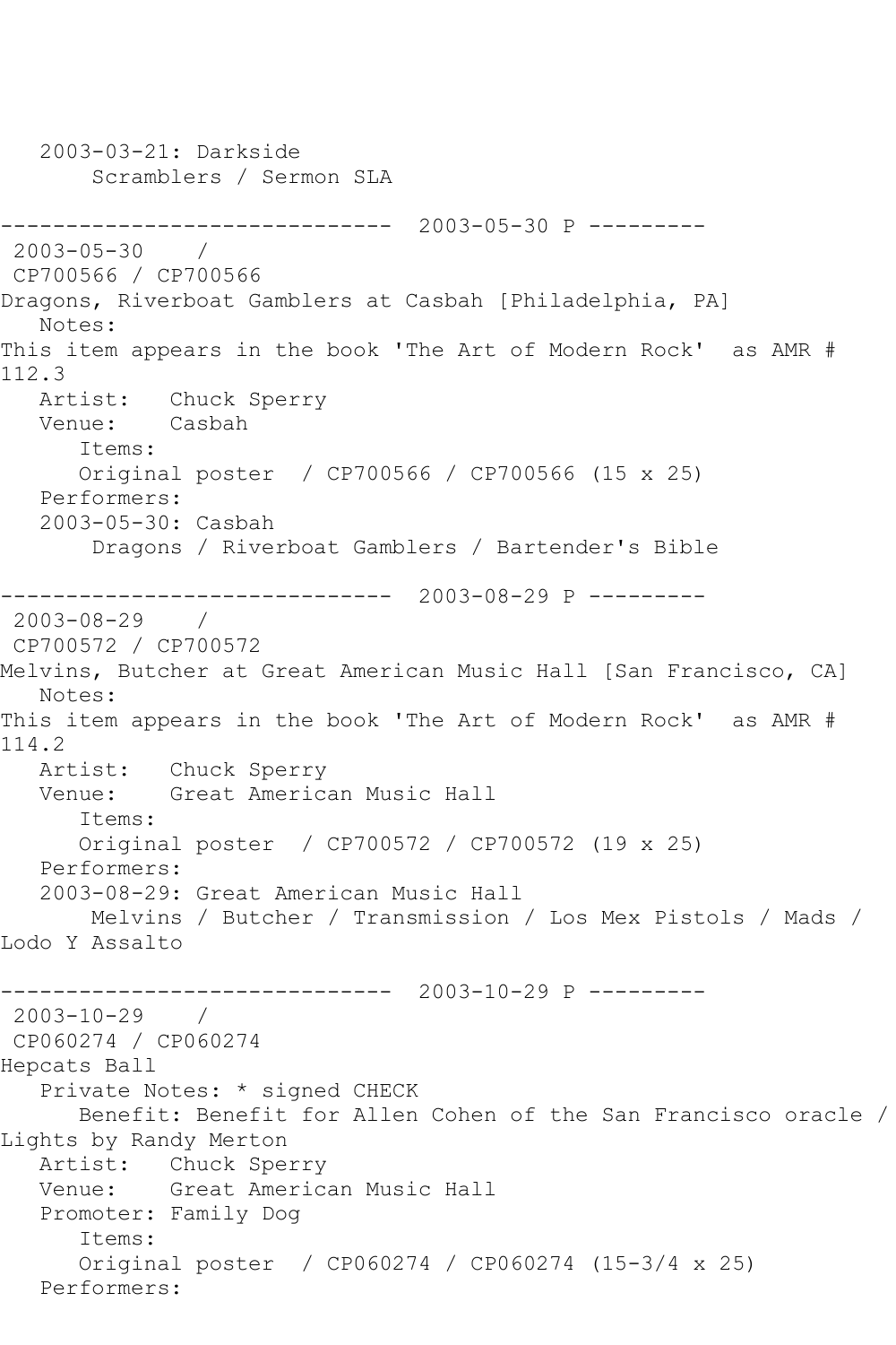2003-03-21: Darkside
    Scramblers / Sermon SLA

------------------------------ 2003-05-30 P ---------

2003-05-30 /
CP700566 / CP700566
Dragons, Riverboat Gamblers at Casbah [Philadelphia, PA]
Notes:
This item appears in the book 'The Art of Modern Rock' as AMR # 112.3
Artist: Chuck Sperry
Venue: Casbah
Items:
Original poster / CP700566 / CP700566 (15 x 25)
Performers:
2003-05-30: Casbah
    Dragons / Riverboat Gamblers / Bartender's Bible

------------------------------ 2003-08-29 P ---------

2003-08-29 /
CP700572 / CP700572
Melvins, Butcher at Great American Music Hall [San Francisco, CA]
Notes:
This item appears in the book 'The Art of Modern Rock' as AMR # 114.2
Artist: Chuck Sperry
Venue: Great American Music Hall
Items:
Original poster / CP700572 / CP700572 (19 x 25)
Performers:
2003-08-29: Great American Music Hall
    Melvins / Butcher / Transmission / Los Mex Pistols / Mads / Lodo Y Assalto

------------------------------ 2003-10-29 P ---------

2003-10-29 /
CP060274 / CP060274
Hepcats Ball
Private Notes: * signed CHECK
Benefit: Benefit for Allen Cohen of the San Francisco oracle / Lights by Randy Merton
Artist: Chuck Sperry
Venue: Great American Music Hall
Promoter: Family Dog
Items:
Original poster / CP060274 / CP060274 (15-3/4 x 25)
Performers: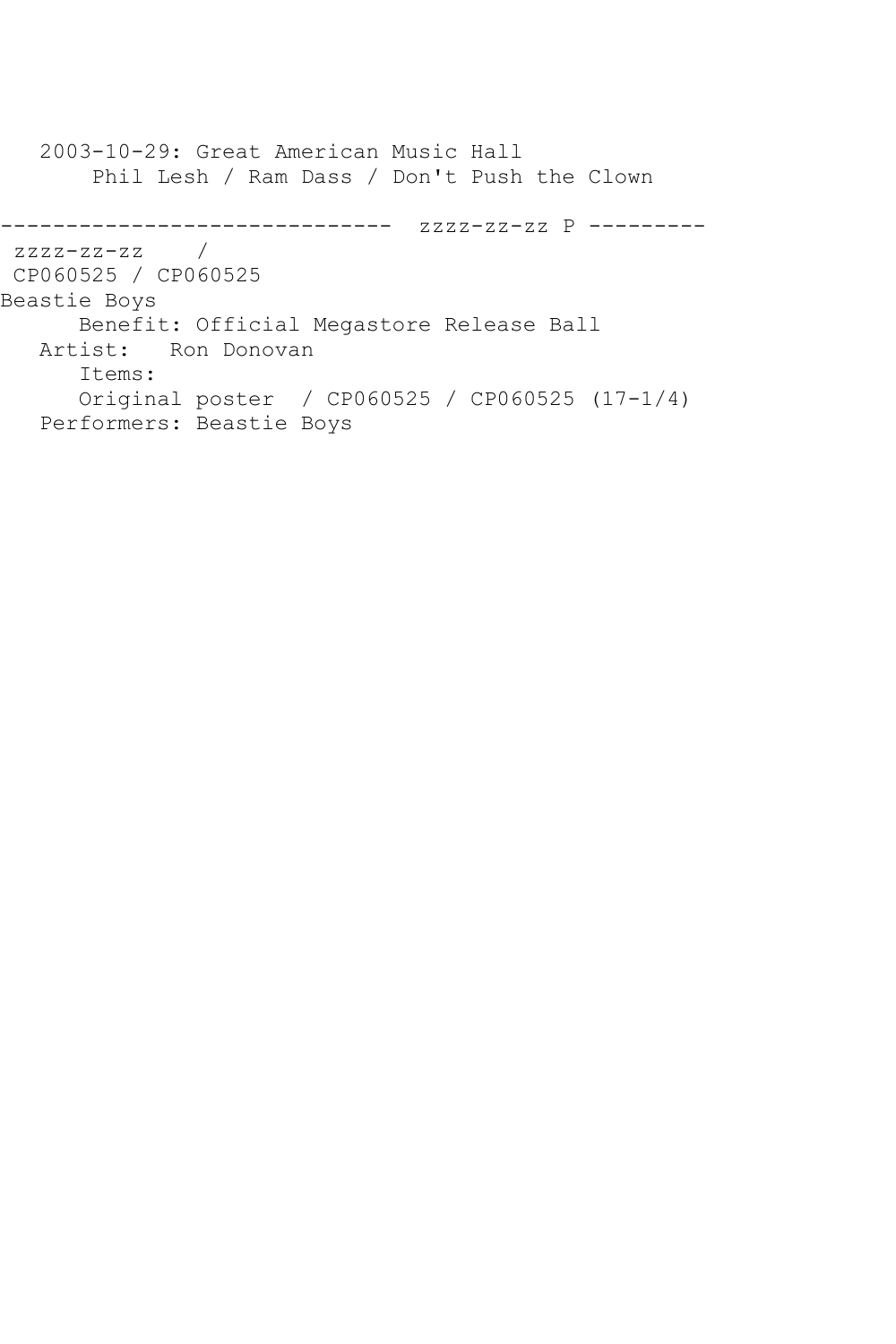2003-10-29: Great American Music Hall
Phil Lesh / Ram Dass / Don't Push the Clown

------------------------------ zzzz-zz-zz P ---------

zzzz-zz-zz /
CP060525 / CP060525
Beastie Boys
Benefit: Official Megastore Release Ball
Artist: Ron Donovan
Items:
Original poster / CP060525 / CP060525 (17-1/4)
Performers: Beastie Boys